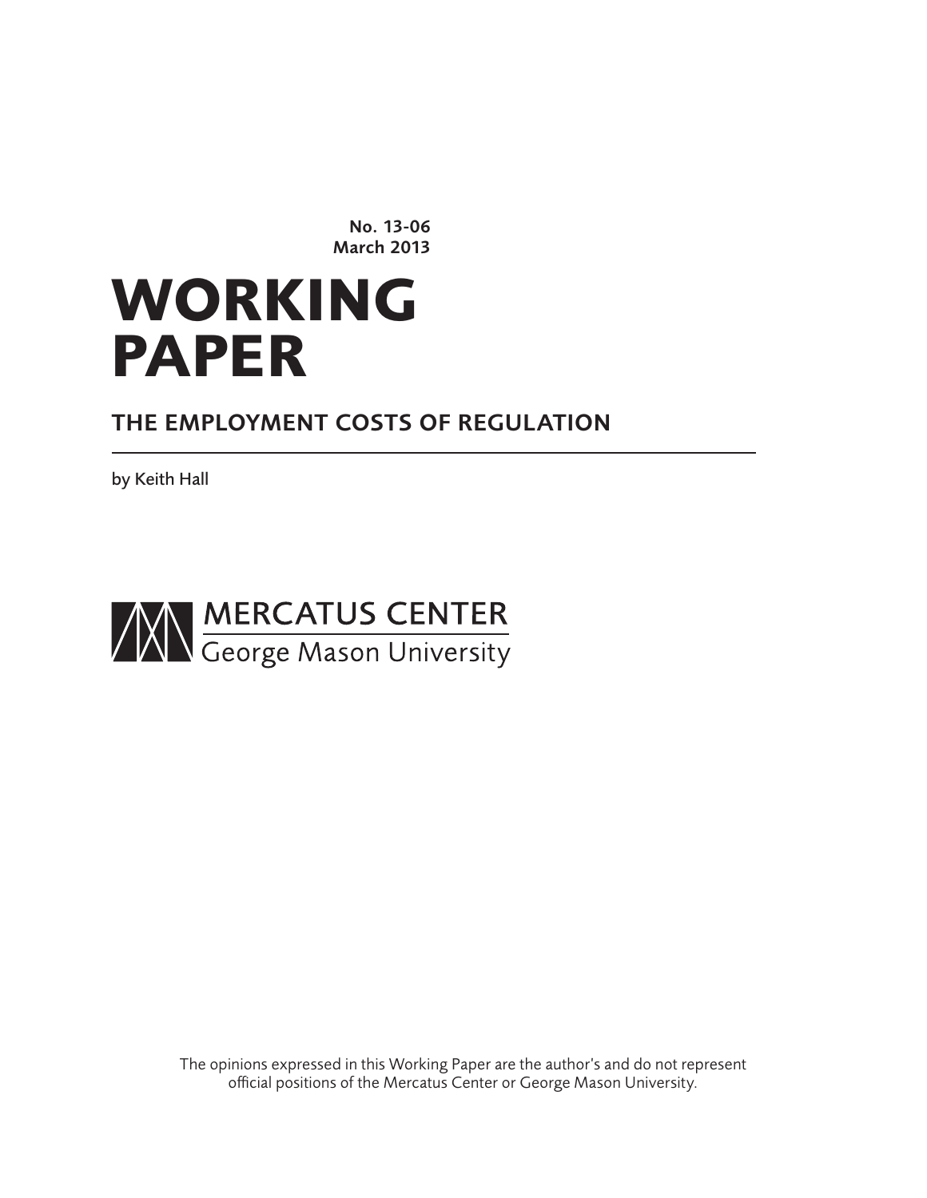No. 13-06
March 2013

# WORKING PAPER

## THE EMPLOYMENT COSTS OF REGULATION

by Keith Hall

MERCATUS CENTER
George Mason University

The opinions expressed in this Working Paper are the author's and do not represent official positions of the Mercatus Center or George Mason University.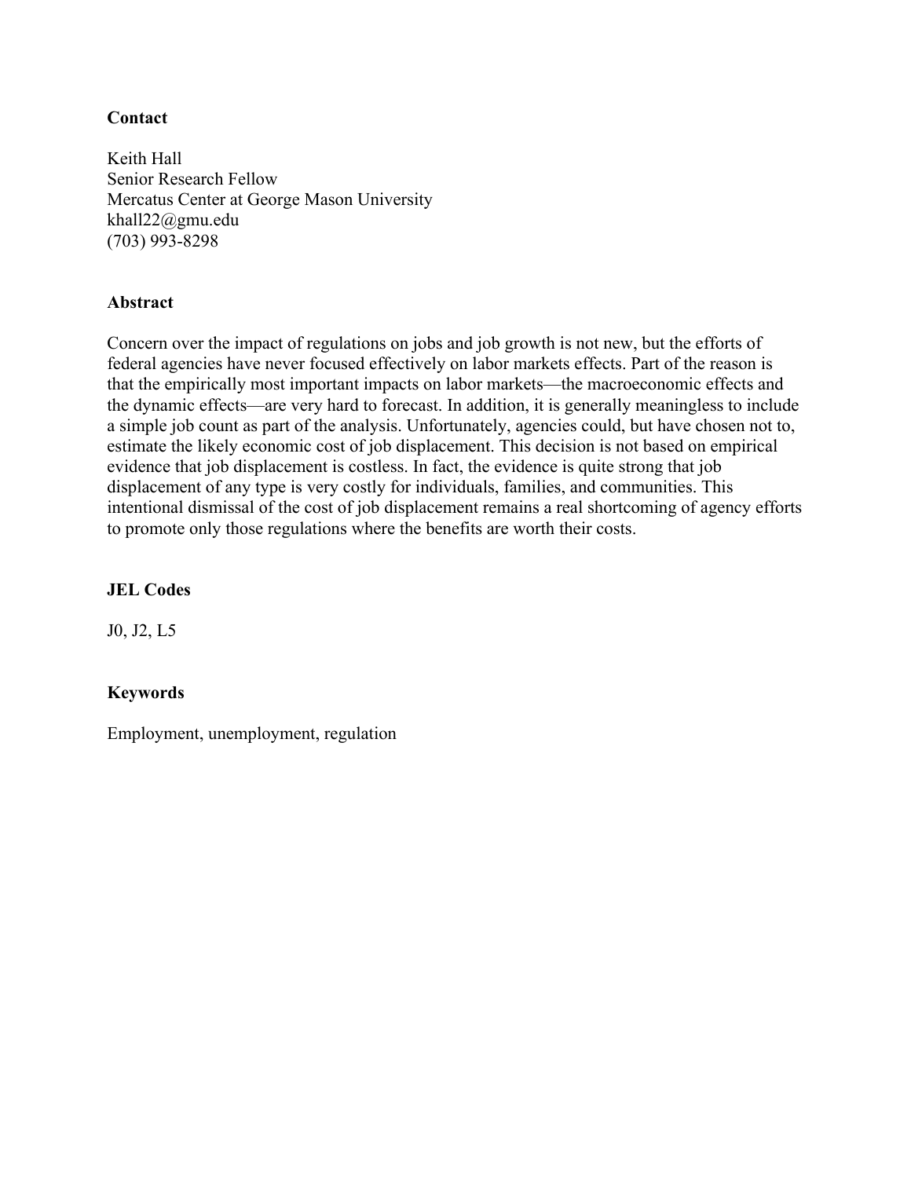**Contact**

Keith Hall
Senior Research Fellow
Mercatus Center at George Mason University
khall22@gmu.edu
(703) 993-8298

**Abstract**

Concern over the impact of regulations on jobs and job growth is not new, but the efforts of federal agencies have never focused effectively on labor markets effects. Part of the reason is that the empirically most important impacts on labor markets—the macroeconomic effects and the dynamic effects—are very hard to forecast. In addition, it is generally meaningless to include a simple job count as part of the analysis. Unfortunately, agencies could, but have chosen not to, estimate the likely economic cost of job displacement. This decision is not based on empirical evidence that job displacement is costless. In fact, the evidence is quite strong that job displacement of any type is very costly for individuals, families, and communities. This intentional dismissal of the cost of job displacement remains a real shortcoming of agency efforts to promote only those regulations where the benefits are worth their costs.

**JEL Codes**

J0, J2, L5

**Keywords**

Employment, unemployment, regulation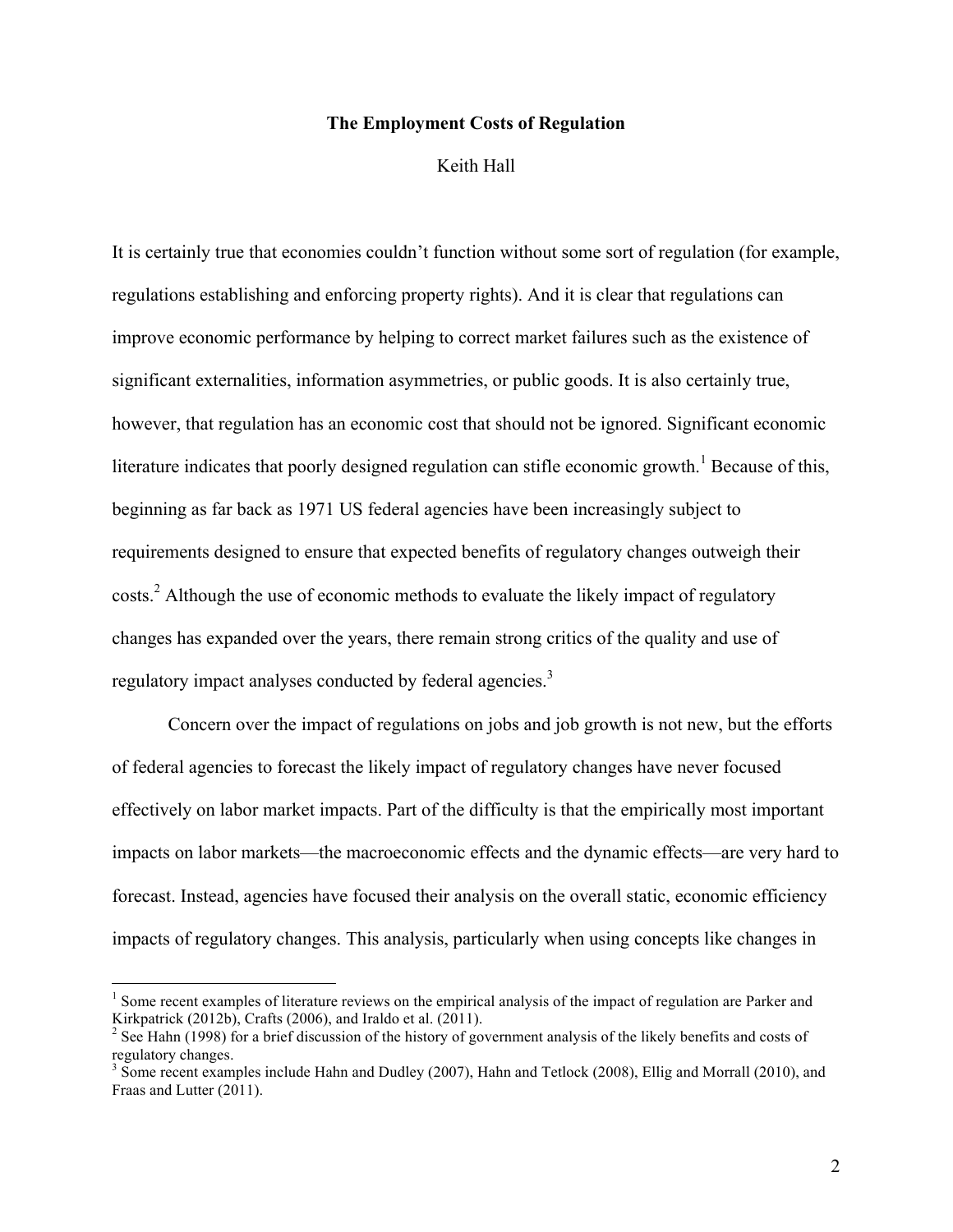# The Employment Costs of Regulation

Keith Hall

It is certainly true that economies couldn't function without some sort of regulation (for example, regulations establishing and enforcing property rights). And it is clear that regulations can improve economic performance by helping to correct market failures such as the existence of significant externalities, information asymmetries, or public goods. It is also certainly true, however, that regulation has an economic cost that should not be ignored. Significant economic literature indicates that poorly designed regulation can stifle economic growth.[1] Because of this, beginning as far back as 1971 US federal agencies have been increasingly subject to requirements designed to ensure that expected benefits of regulatory changes outweigh their costs.[2] Although the use of economic methods to evaluate the likely impact of regulatory changes has expanded over the years, there remain strong critics of the quality and use of regulatory impact analyses conducted by federal agencies.[3]

Concern over the impact of regulations on jobs and job growth is not new, but the efforts of federal agencies to forecast the likely impact of regulatory changes have never focused effectively on labor market impacts. Part of the difficulty is that the empirically most important impacts on labor markets—the macroeconomic effects and the dynamic effects—are very hard to forecast. Instead, agencies have focused their analysis on the overall static, economic efficiency impacts of regulatory changes. This analysis, particularly when using concepts like changes in

---

[1] Some recent examples of literature reviews on the empirical analysis of the impact of regulation are Parker and Kirkpatrick (2012b), Crafts (2006), and Iraldo et al. (2011).

[2] See Hahn (1998) for a brief discussion of the history of government analysis of the likely benefits and costs of regulatory changes.

[3] Some recent examples include Hahn and Dudley (2007), Hahn and Tetlock (2008), Ellig and Morrall (2010), and Fraas and Lutter (2011).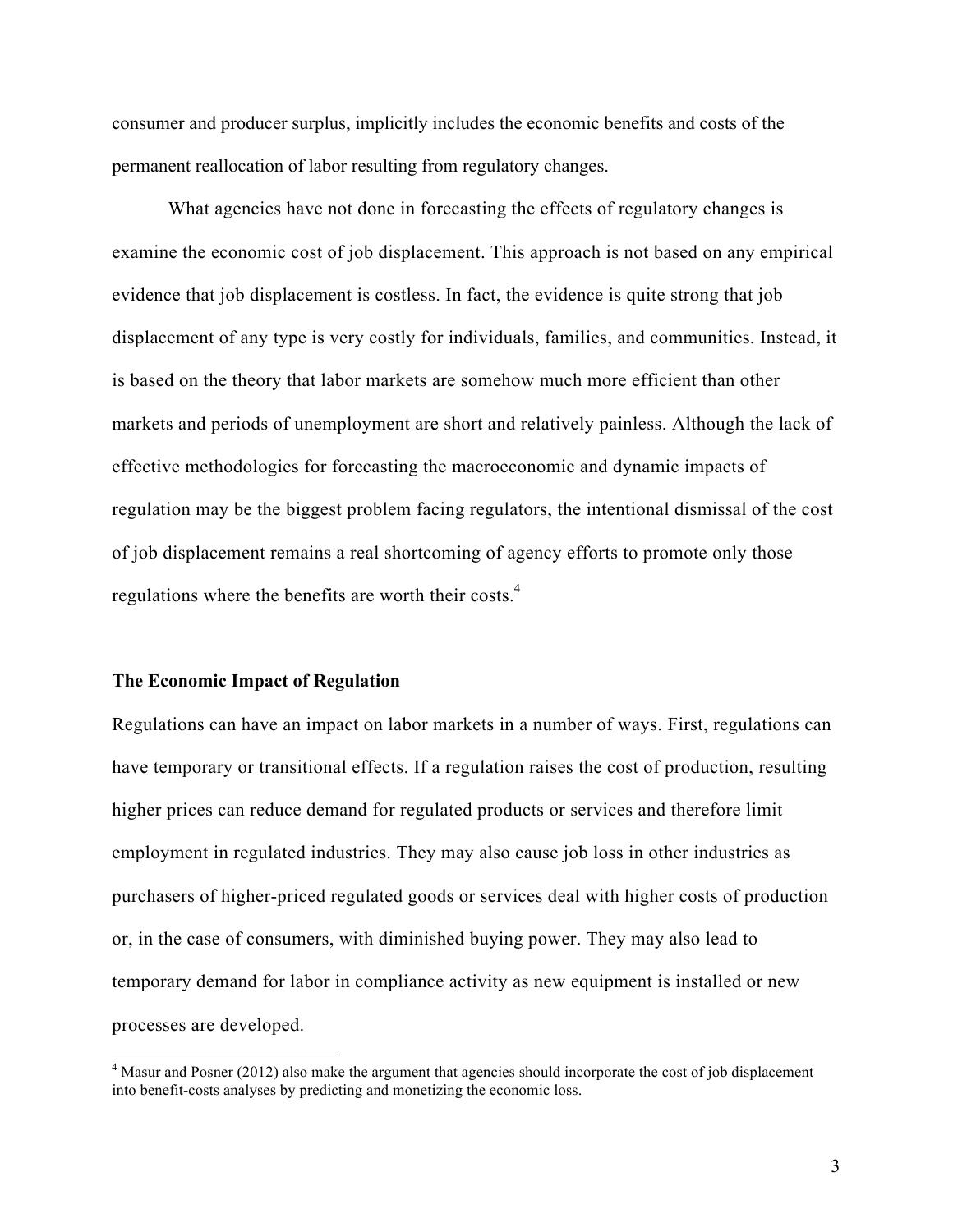consumer and producer surplus, implicitly includes the economic benefits and costs of the permanent reallocation of labor resulting from regulatory changes.

What agencies have not done in forecasting the effects of regulatory changes is examine the economic cost of job displacement. This approach is not based on any empirical evidence that job displacement is costless. In fact, the evidence is quite strong that job displacement of any type is very costly for individuals, families, and communities. Instead, it is based on the theory that labor markets are somehow much more efficient than other markets and periods of unemployment are short and relatively painless. Although the lack of effective methodologies for forecasting the macroeconomic and dynamic impacts of regulation may be the biggest problem facing regulators, the intentional dismissal of the cost of job displacement remains a real shortcoming of agency efforts to promote only those regulations where the benefits are worth their costs.[4]

## The Economic Impact of Regulation

Regulations can have an impact on labor markets in a number of ways. First, regulations can have temporary or transitional effects. If a regulation raises the cost of production, resulting higher prices can reduce demand for regulated products or services and therefore limit employment in regulated industries. They may also cause job loss in other industries as purchasers of higher-priced regulated goods or services deal with higher costs of production or, in the case of consumers, with diminished buying power. They may also lead to temporary demand for labor in compliance activity as new equipment is installed or new processes are developed.

---

[4] Masur and Posner (2012) also make the argument that agencies should incorporate the cost of job displacement into benefit-costs analyses by predicting and monetizing the economic loss.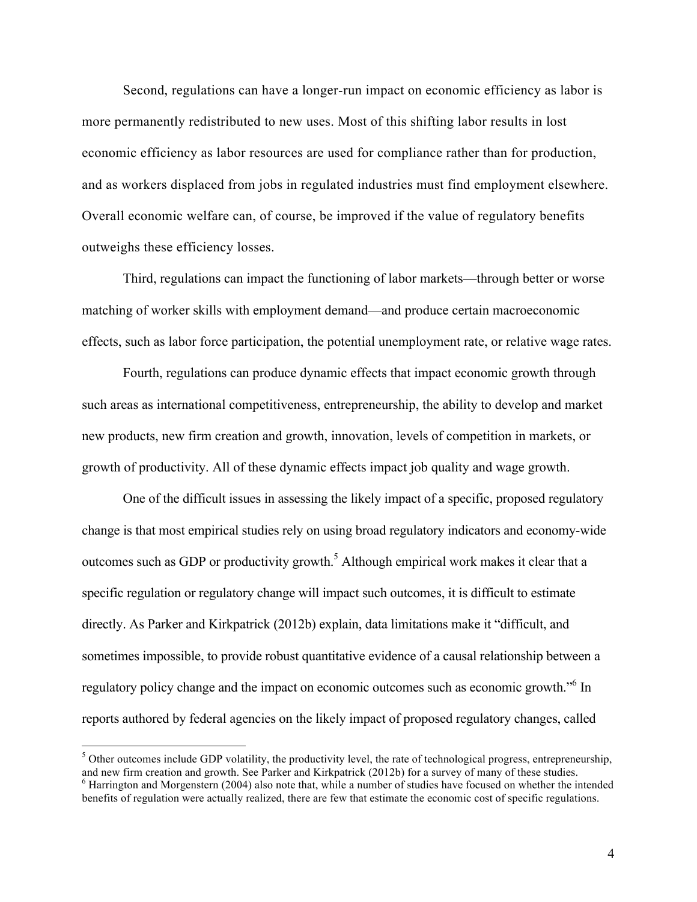Second, regulations can have a longer-run impact on economic efficiency as labor is more permanently redistributed to new uses. Most of this shifting labor results in lost economic efficiency as labor resources are used for compliance rather than for production, and as workers displaced from jobs in regulated industries must find employment elsewhere. Overall economic welfare can, of course, be improved if the value of regulatory benefits outweighs these efficiency losses.

Third, regulations can impact the functioning of labor markets—through better or worse matching of worker skills with employment demand—and produce certain macroeconomic effects, such as labor force participation, the potential unemployment rate, or relative wage rates.

Fourth, regulations can produce dynamic effects that impact economic growth through such areas as international competitiveness, entrepreneurship, the ability to develop and market new products, new firm creation and growth, innovation, levels of competition in markets, or growth of productivity. All of these dynamic effects impact job quality and wage growth.

One of the difficult issues in assessing the likely impact of a specific, proposed regulatory change is that most empirical studies rely on using broad regulatory indicators and economy-wide outcomes such as GDP or productivity growth.[5] Although empirical work makes it clear that a specific regulation or regulatory change will impact such outcomes, it is difficult to estimate directly. As Parker and Kirkpatrick (2012b) explain, data limitations make it "difficult, and sometimes impossible, to provide robust quantitative evidence of a causal relationship between a regulatory policy change and the impact on economic outcomes such as economic growth."[6] In reports authored by federal agencies on the likely impact of proposed regulatory changes, called

[5] Other outcomes include GDP volatility, the productivity level, the rate of technological progress, entrepreneurship, and new firm creation and growth. See Parker and Kirkpatrick (2012b) for a survey of many of these studies.

[6] Harrington and Morgenstern (2004) also note that, while a number of studies have focused on whether the intended benefits of regulation were actually realized, there are few that estimate the economic cost of specific regulations.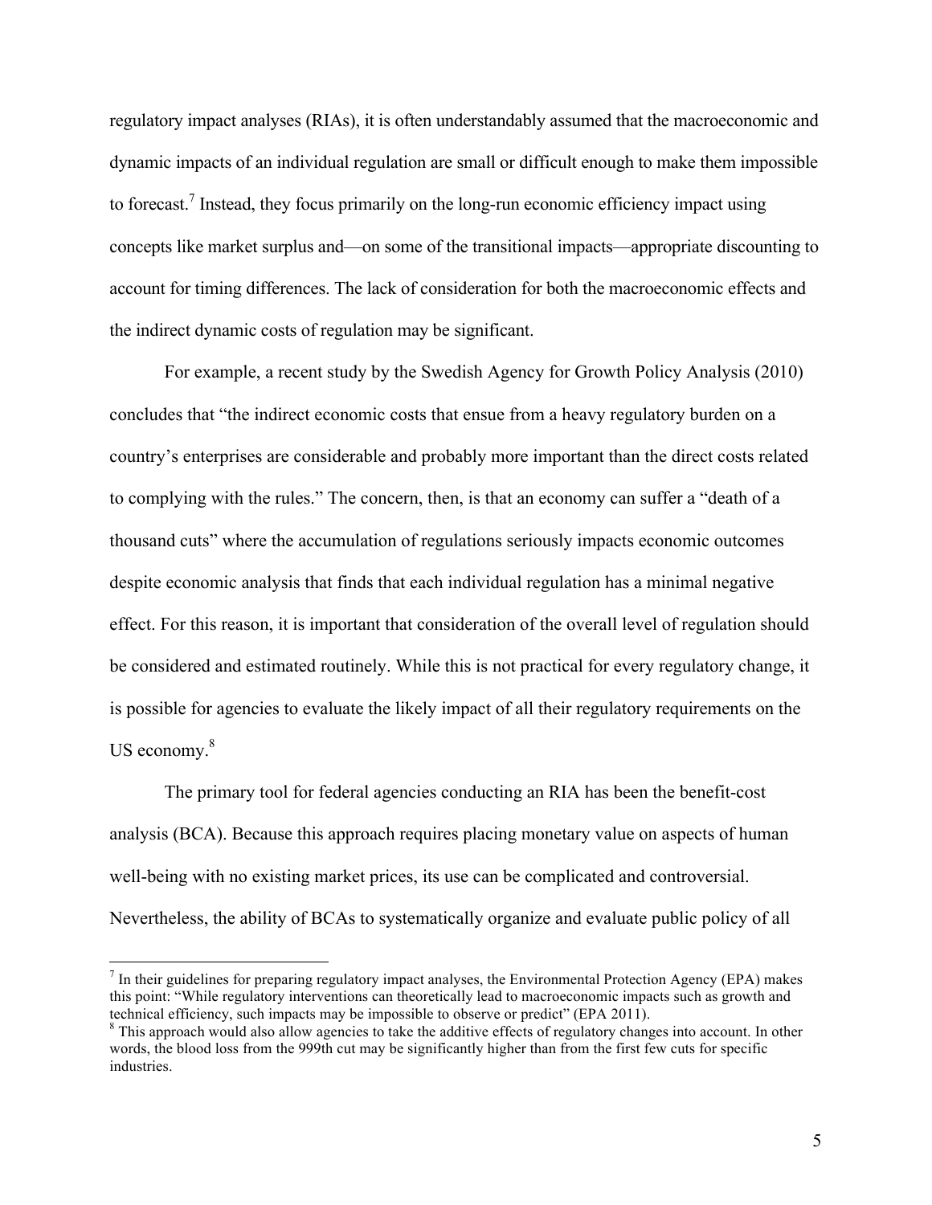regulatory impact analyses (RIAs), it is often understandably assumed that the macroeconomic and dynamic impacts of an individual regulation are small or difficult enough to make them impossible to forecast.[7] Instead, they focus primarily on the long-run economic efficiency impact using concepts like market surplus and—on some of the transitional impacts—appropriate discounting to account for timing differences. The lack of consideration for both the macroeconomic effects and the indirect dynamic costs of regulation may be significant.

For example, a recent study by the Swedish Agency for Growth Policy Analysis (2010) concludes that "the indirect economic costs that ensue from a heavy regulatory burden on a country's enterprises are considerable and probably more important than the direct costs related to complying with the rules." The concern, then, is that an economy can suffer a "death of a thousand cuts" where the accumulation of regulations seriously impacts economic outcomes despite economic analysis that finds that each individual regulation has a minimal negative effect. For this reason, it is important that consideration of the overall level of regulation should be considered and estimated routinely. While this is not practical for every regulatory change, it is possible for agencies to evaluate the likely impact of all their regulatory requirements on the US economy.[8]

The primary tool for federal agencies conducting an RIA has been the benefit-cost analysis (BCA). Because this approach requires placing monetary value on aspects of human well-being with no existing market prices, its use can be complicated and controversial. Nevertheless, the ability of BCAs to systematically organize and evaluate public policy of all

---

[7] In their guidelines for preparing regulatory impact analyses, the Environmental Protection Agency (EPA) makes this point: "While regulatory interventions can theoretically lead to macroeconomic impacts such as growth and technical efficiency, such impacts may be impossible to observe or predict" (EPA 2011).

[8] This approach would also allow agencies to take the additive effects of regulatory changes into account. In other words, the blood loss from the 999th cut may be significantly higher than from the first few cuts for specific industries.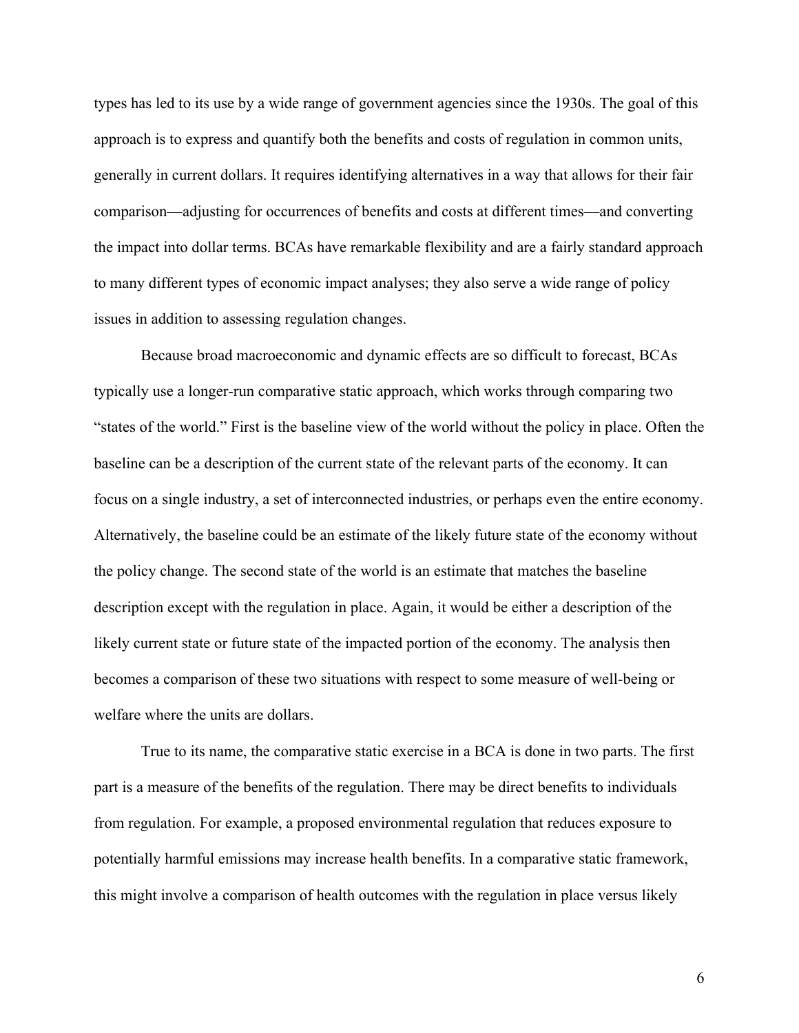types has led to its use by a wide range of government agencies since the 1930s. The goal of this approach is to express and quantify both the benefits and costs of regulation in common units, generally in current dollars. It requires identifying alternatives in a way that allows for their fair comparison—adjusting for occurrences of benefits and costs at different times—and converting the impact into dollar terms. BCAs have remarkable flexibility and are a fairly standard approach to many different types of economic impact analyses; they also serve a wide range of policy issues in addition to assessing regulation changes.

Because broad macroeconomic and dynamic effects are so difficult to forecast, BCAs typically use a longer-run comparative static approach, which works through comparing two "states of the world." First is the baseline view of the world without the policy in place. Often the baseline can be a description of the current state of the relevant parts of the economy. It can focus on a single industry, a set of interconnected industries, or perhaps even the entire economy. Alternatively, the baseline could be an estimate of the likely future state of the economy without the policy change. The second state of the world is an estimate that matches the baseline description except with the regulation in place. Again, it would be either a description of the likely current state or future state of the impacted portion of the economy. The analysis then becomes a comparison of these two situations with respect to some measure of well-being or welfare where the units are dollars.

True to its name, the comparative static exercise in a BCA is done in two parts. The first part is a measure of the benefits of the regulation. There may be direct benefits to individuals from regulation. For example, a proposed environmental regulation that reduces exposure to potentially harmful emissions may increase health benefits. In a comparative static framework, this might involve a comparison of health outcomes with the regulation in place versus likely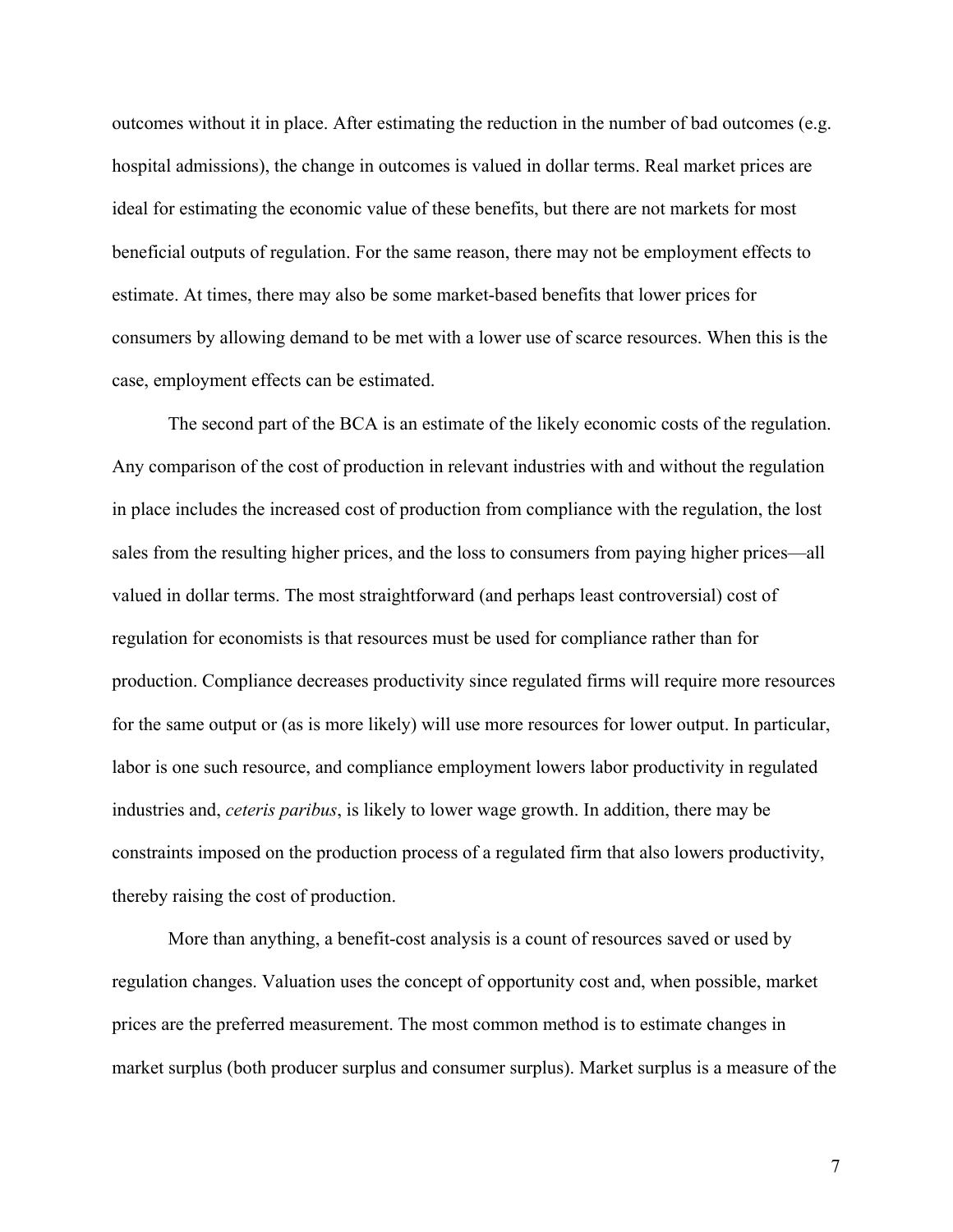outcomes without it in place. After estimating the reduction in the number of bad outcomes (e.g. hospital admissions), the change in outcomes is valued in dollar terms. Real market prices are ideal for estimating the economic value of these benefits, but there are not markets for most beneficial outputs of regulation. For the same reason, there may not be employment effects to estimate. At times, there may also be some market-based benefits that lower prices for consumers by allowing demand to be met with a lower use of scarce resources. When this is the case, employment effects can be estimated.

The second part of the BCA is an estimate of the likely economic costs of the regulation. Any comparison of the cost of production in relevant industries with and without the regulation in place includes the increased cost of production from compliance with the regulation, the lost sales from the resulting higher prices, and the loss to consumers from paying higher prices—all valued in dollar terms. The most straightforward (and perhaps least controversial) cost of regulation for economists is that resources must be used for compliance rather than for production. Compliance decreases productivity since regulated firms will require more resources for the same output or (as is more likely) will use more resources for lower output. In particular, labor is one such resource, and compliance employment lowers labor productivity in regulated industries and, *ceteris paribus*, is likely to lower wage growth. In addition, there may be constraints imposed on the production process of a regulated firm that also lowers productivity, thereby raising the cost of production.

More than anything, a benefit-cost analysis is a count of resources saved or used by regulation changes. Valuation uses the concept of opportunity cost and, when possible, market prices are the preferred measurement. The most common method is to estimate changes in market surplus (both producer surplus and consumer surplus). Market surplus is a measure of the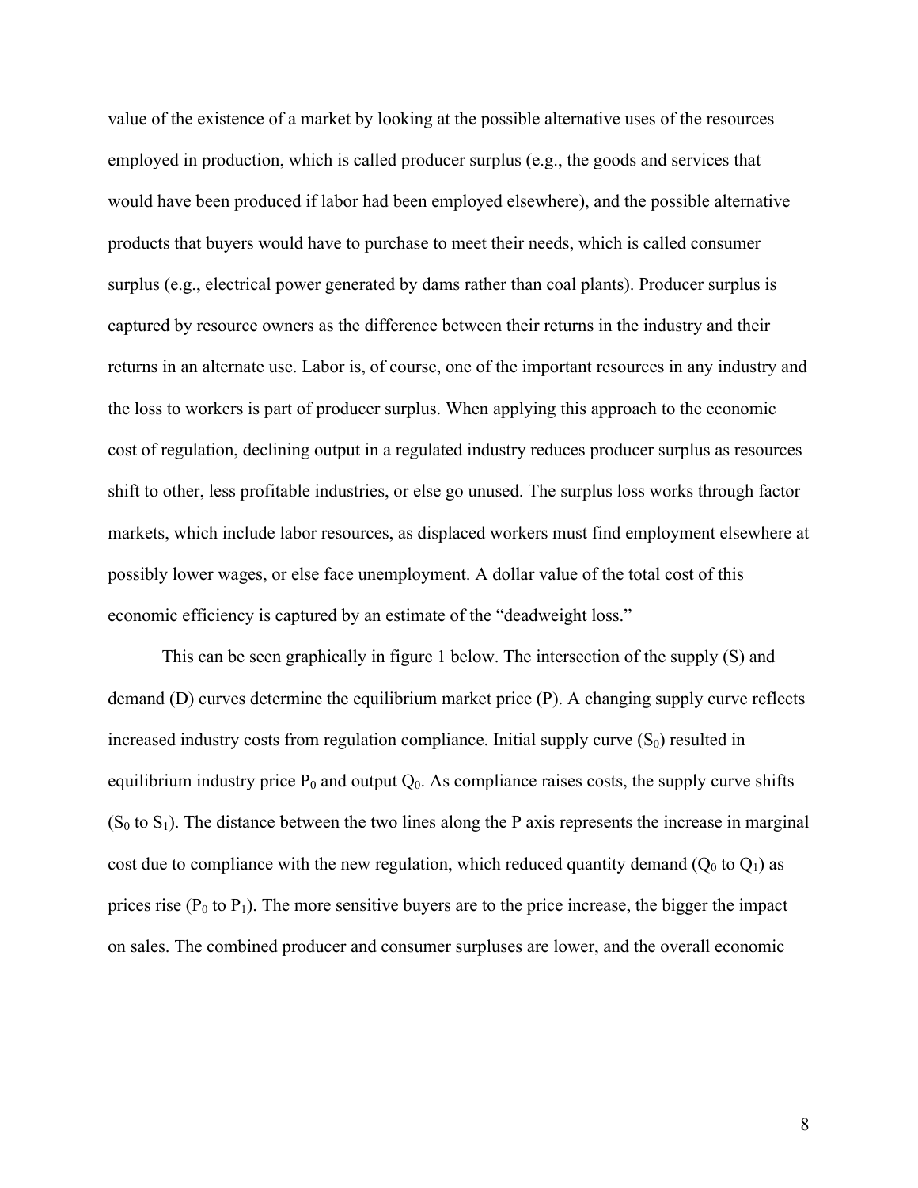value of the existence of a market by looking at the possible alternative uses of the resources employed in production, which is called producer surplus (e.g., the goods and services that would have been produced if labor had been employed elsewhere), and the possible alternative products that buyers would have to purchase to meet their needs, which is called consumer surplus (e.g., electrical power generated by dams rather than coal plants). Producer surplus is captured by resource owners as the difference between their returns in the industry and their returns in an alternate use. Labor is, of course, one of the important resources in any industry and the loss to workers is part of producer surplus. When applying this approach to the economic cost of regulation, declining output in a regulated industry reduces producer surplus as resources shift to other, less profitable industries, or else go unused. The surplus loss works through factor markets, which include labor resources, as displaced workers must find employment elsewhere at possibly lower wages, or else face unemployment. A dollar value of the total cost of this economic efficiency is captured by an estimate of the "deadweight loss."

This can be seen graphically in figure 1 below. The intersection of the supply (S) and demand (D) curves determine the equilibrium market price (P). A changing supply curve reflects increased industry costs from regulation compliance. Initial supply curve ($S_0$) resulted in equilibrium industry price $P_0$ and output $Q_0$. As compliance raises costs, the supply curve shifts ($S_0$ to $S_1$). The distance between the two lines along the P axis represents the increase in marginal cost due to compliance with the new regulation, which reduced quantity demand ($Q_0$ to $Q_1$) as prices rise ($P_0$ to $P_1$). The more sensitive buyers are to the price increase, the bigger the impact on sales. The combined producer and consumer surpluses are lower, and the overall economic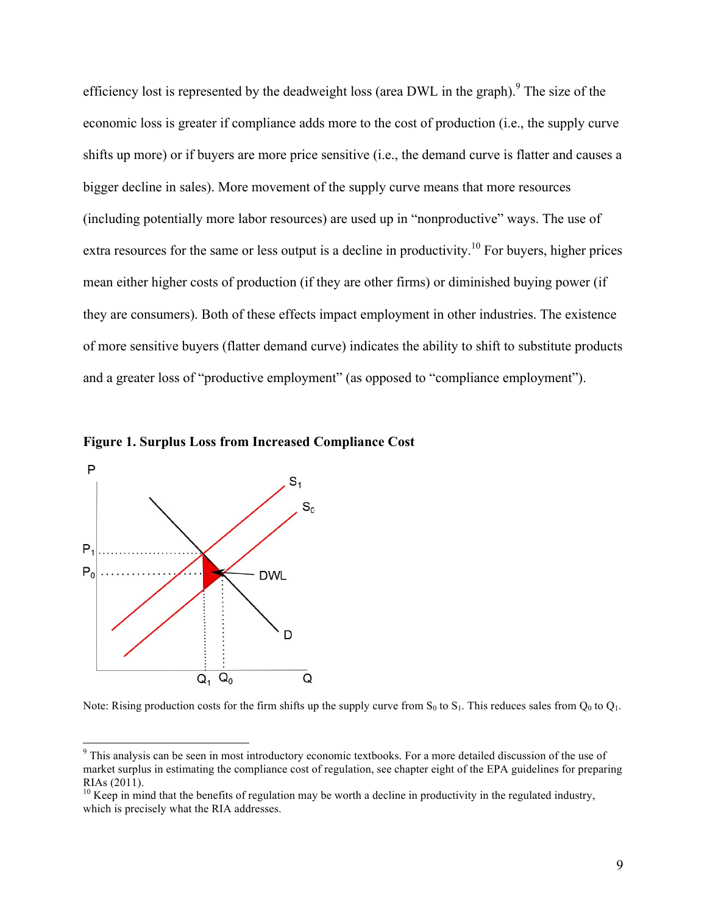efficiency lost is represented by the deadweight loss (area DWL in the graph).[9] The size of the economic loss is greater if compliance adds more to the cost of production (i.e., the supply curve shifts up more) or if buyers are more price sensitive (i.e., the demand curve is flatter and causes a bigger decline in sales). More movement of the supply curve means that more resources (including potentially more labor resources) are used up in "nonproductive" ways. The use of extra resources for the same or less output is a decline in productivity.[10] For buyers, higher prices mean either higher costs of production (if they are other firms) or diminished buying power (if they are consumers). Both of these effects impact employment in other industries. The existence of more sensitive buyers (flatter demand curve) indicates the ability to shift to substitute products and a greater loss of "productive employment" (as opposed to "compliance employment").

**Figure 1. Surplus Loss from Increased Compliance Cost**

Note: Rising production costs for the firm shifts up the supply curve from $S_0$ to $S_1$. This reduces sales from $Q_0$ to $Q_1$.

---

[9] This analysis can be seen in most introductory economic textbooks. For a more detailed discussion of the use of market surplus in estimating the compliance cost of regulation, see chapter eight of the EPA guidelines for preparing RIAs (2011).

[10] Keep in mind that the benefits of regulation may be worth a decline in productivity in the regulated industry, which is precisely what the RIA addresses.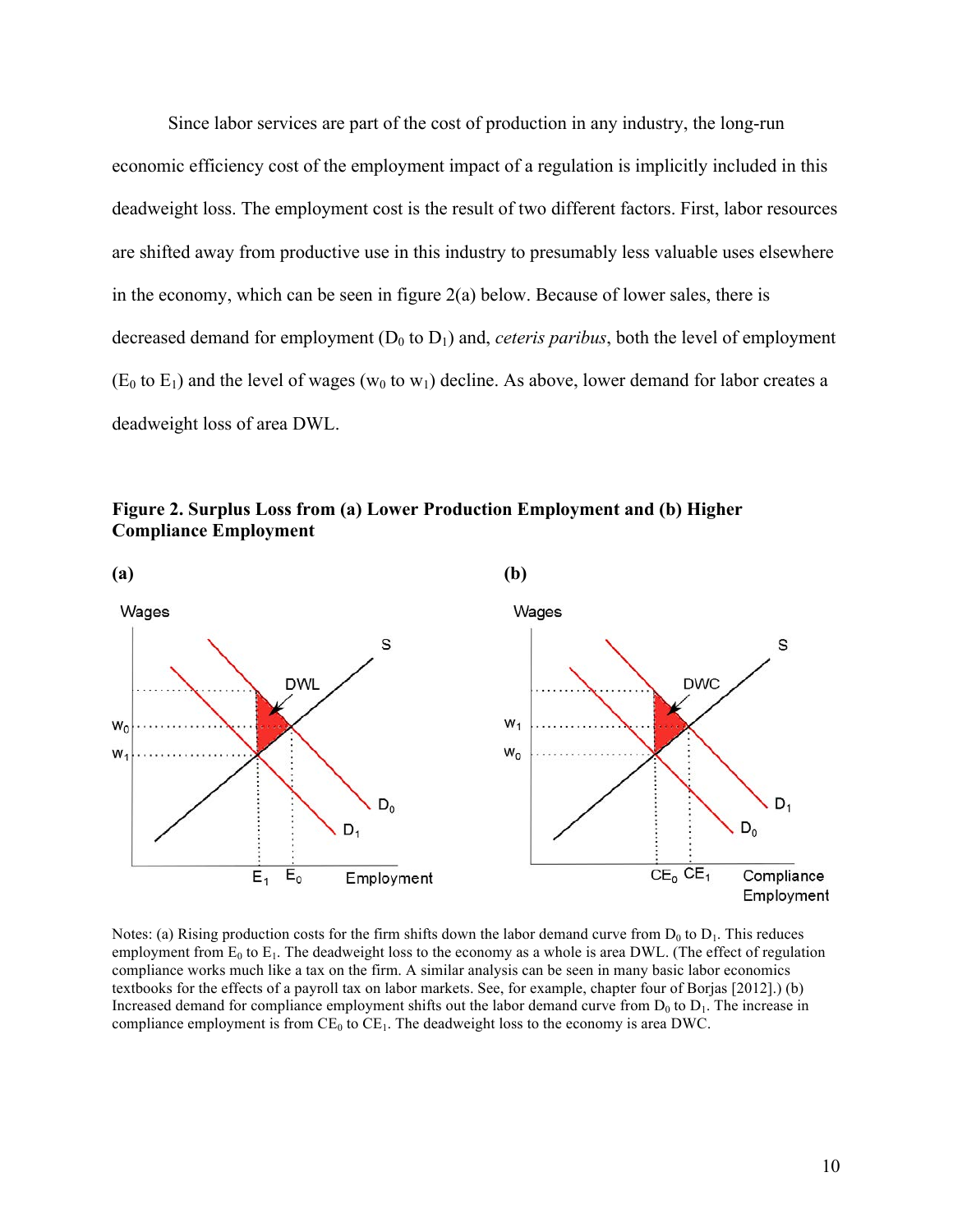Since labor services are part of the cost of production in any industry, the long-run economic efficiency cost of the employment impact of a regulation is implicitly included in this deadweight loss. The employment cost is the result of two different factors. First, labor resources are shifted away from productive use in this industry to presumably less valuable uses elsewhere in the economy, which can be seen in figure 2(a) below. Because of lower sales, there is decreased demand for employment ($D_0$ to $D_1$) and, *ceteris paribus*, both the level of employment ($E_0$ to $E_1$) and the level of wages ($w_0$ to $w_1$) decline. As above, lower demand for labor creates a deadweight loss of area DWL.

**Figure 2. Surplus Loss from (a) Lower Production Employment and (b) Higher Compliance Employment**

**(a)**

**(b)**

Notes: (a) Rising production costs for the firm shifts down the labor demand curve from $D_0$ to $D_1$. This reduces employment from $E_0$ to $E_1$. The deadweight loss to the economy as a whole is area DWL. (The effect of regulation compliance works much like a tax on the firm. A similar analysis can be seen in many basic labor economics textbooks for the effects of a payroll tax on labor markets. See, for example, chapter four of Borjas [2012].) (b) Increased demand for compliance employment shifts out the labor demand curve from $D_0$ to $D_1$. The increase in compliance employment is from $CE_0$ to $CE_1$. The deadweight loss to the economy is area DWC.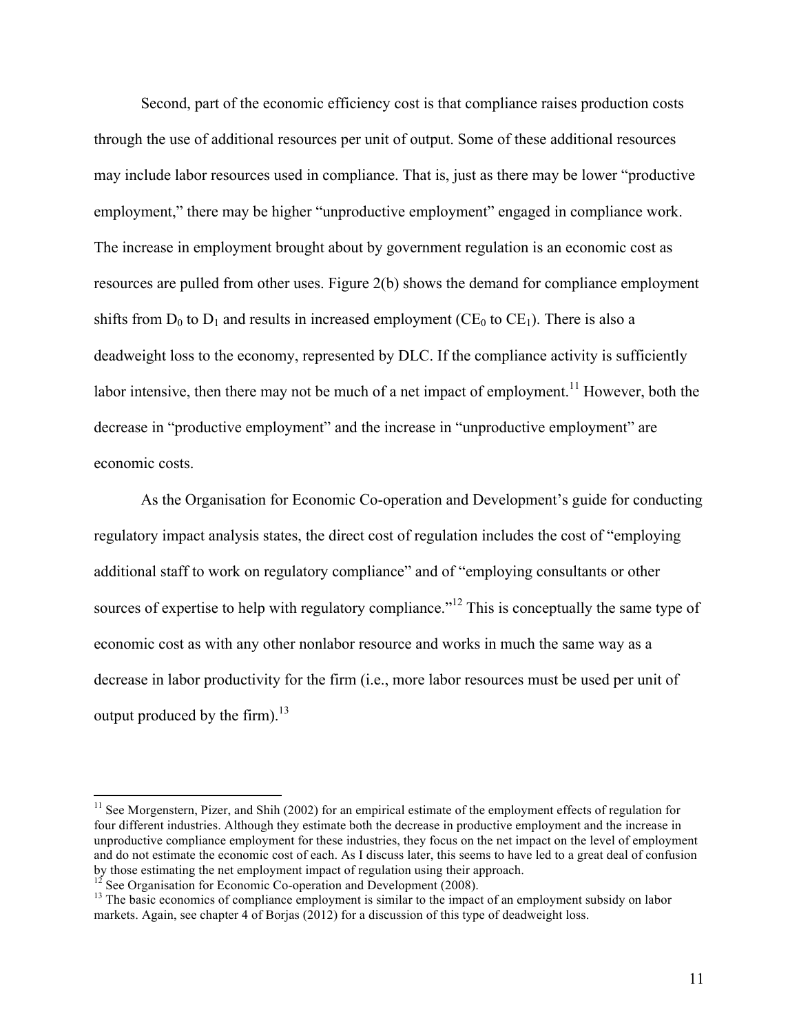Second, part of the economic efficiency cost is that compliance raises production costs through the use of additional resources per unit of output. Some of these additional resources may include labor resources used in compliance. That is, just as there may be lower "productive employment," there may be higher "unproductive employment" engaged in compliance work. The increase in employment brought about by government regulation is an economic cost as resources are pulled from other uses. Figure 2(b) shows the demand for compliance employment shifts from $D_0$ to $D_1$ and results in increased employment ($CE_0$ to $CE_1$). There is also a deadweight loss to the economy, represented by DLC. If the compliance activity is sufficiently labor intensive, then there may not be much of a net impact of employment.[11] However, both the decrease in "productive employment" and the increase in "unproductive employment" are economic costs.

As the Organisation for Economic Co-operation and Development's guide for conducting regulatory impact analysis states, the direct cost of regulation includes the cost of "employing additional staff to work on regulatory compliance" and of "employing consultants or other sources of expertise to help with regulatory compliance."[12] This is conceptually the same type of economic cost as with any other nonlabor resource and works in much the same way as a decrease in labor productivity for the firm (i.e., more labor resources must be used per unit of output produced by the firm).[13]

---

[11] See Morgenstern, Pizer, and Shih (2002) for an empirical estimate of the employment effects of regulation for four different industries. Although they estimate both the decrease in productive employment and the increase in unproductive compliance employment for these industries, they focus on the net impact on the level of employment and do not estimate the economic cost of each. As I discuss later, this seems to have led to a great deal of confusion by those estimating the net employment impact of regulation using their approach.

[12] See Organisation for Economic Co-operation and Development (2008).

[13] The basic economics of compliance employment is similar to the impact of an employment subsidy on labor markets. Again, see chapter 4 of Borjas (2012) for a discussion of this type of deadweight loss.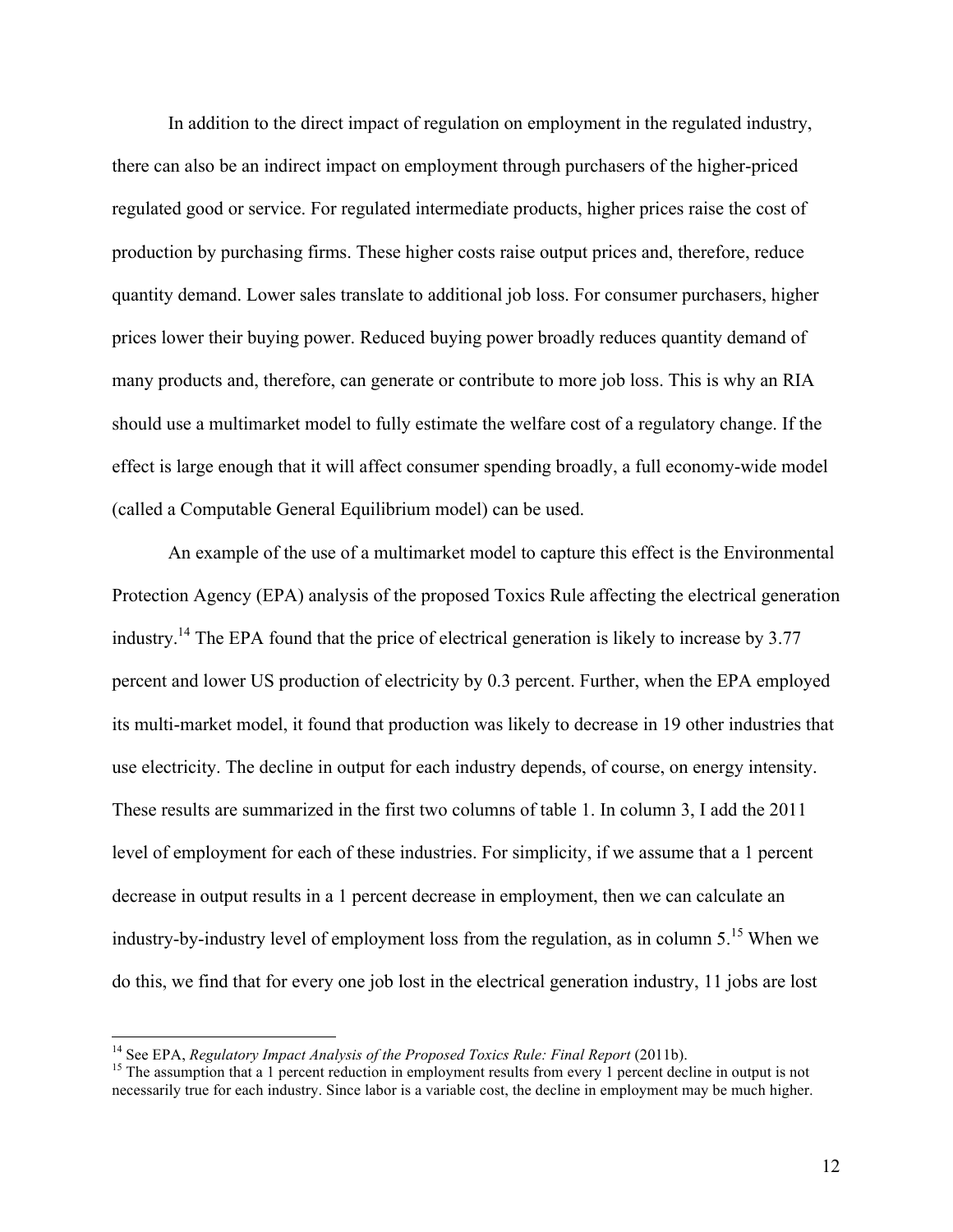In addition to the direct impact of regulation on employment in the regulated industry, there can also be an indirect impact on employment through purchasers of the higher-priced regulated good or service. For regulated intermediate products, higher prices raise the cost of production by purchasing firms. These higher costs raise output prices and, therefore, reduce quantity demand. Lower sales translate to additional job loss. For consumer purchasers, higher prices lower their buying power. Reduced buying power broadly reduces quantity demand of many products and, therefore, can generate or contribute to more job loss. This is why an RIA should use a multimarket model to fully estimate the welfare cost of a regulatory change. If the effect is large enough that it will affect consumer spending broadly, a full economy-wide model (called a Computable General Equilibrium model) can be used.

An example of the use of a multimarket model to capture this effect is the Environmental Protection Agency (EPA) analysis of the proposed Toxics Rule affecting the electrical generation industry.[14] The EPA found that the price of electrical generation is likely to increase by 3.77 percent and lower US production of electricity by 0.3 percent. Further, when the EPA employed its multi-market model, it found that production was likely to decrease in 19 other industries that use electricity. The decline in output for each industry depends, of course, on energy intensity. These results are summarized in the first two columns of table 1. In column 3, I add the 2011 level of employment for each of these industries. For simplicity, if we assume that a 1 percent decrease in output results in a 1 percent decrease in employment, then we can calculate an industry-by-industry level of employment loss from the regulation, as in column 5.[15] When we do this, we find that for every one job lost in the electrical generation industry, 11 jobs are lost

---

[14] See EPA, *Regulatory Impact Analysis of the Proposed Toxics Rule: Final Report* (2011b).

[15] The assumption that a 1 percent reduction in employment results from every 1 percent decline in output is not necessarily true for each industry. Since labor is a variable cost, the decline in employment may be much higher.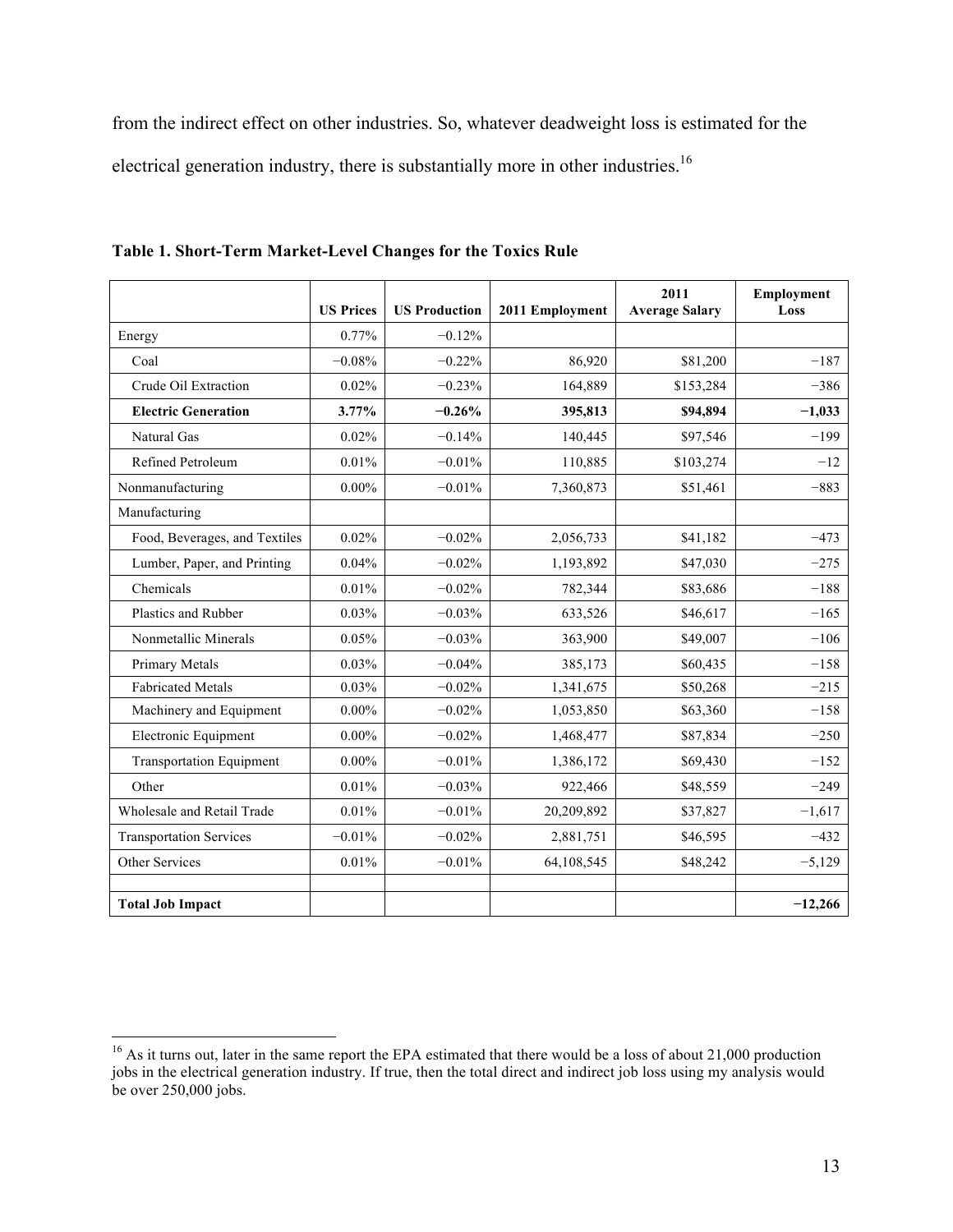from the indirect effect on other industries. So, whatever deadweight loss is estimated for the electrical generation industry, there is substantially more in other industries.[16]

**Table 1. Short-Term Market-Level Changes for the Toxics Rule**

| | US Prices | US Production | 2011 Employment | 2011 Average Salary | Employment Loss |
|---|---|---|---|---|---|
| Energy | 0.77% | −0.12% | | | |
| Coal | −0.08% | −0.22% | 86,920 | $81,200 | −187 |
| Crude Oil Extraction | 0.02% | −0.23% | 164,889 | $153,284 | −386 |
| **Electric Generation** | **3.77%** | **−0.26%** | **395,813** | **$94,894** | **−1,033** |
| Natural Gas | 0.02% | −0.14% | 140,445 | $97,546 | −199 |
| Refined Petroleum | 0.01% | −0.01% | 110,885 | $103,274 | −12 |
| Nonmanufacturing | 0.00% | −0.01% | 7,360,873 | $51,461 | −883 |
| Manufacturing | | | | | |
| Food, Beverages, and Textiles | 0.02% | −0.02% | 2,056,733 | $41,182 | −473 |
| Lumber, Paper, and Printing | 0.04% | −0.02% | 1,193,892 | $47,030 | −275 |
| Chemicals | 0.01% | −0.02% | 782,344 | $83,686 | −188 |
| Plastics and Rubber | 0.03% | −0.03% | 633,526 | $46,617 | −165 |
| Nonmetallic Minerals | 0.05% | −0.03% | 363,900 | $49,007 | −106 |
| Primary Metals | 0.03% | −0.04% | 385,173 | $60,435 | −158 |
| Fabricated Metals | 0.03% | −0.02% | 1,341,675 | $50,268 | −215 |
| Machinery and Equipment | 0.00% | −0.02% | 1,053,850 | $63,360 | −158 |
| Electronic Equipment | 0.00% | −0.02% | 1,468,477 | $87,834 | −250 |
| Transportation Equipment | 0.00% | −0.01% | 1,386,172 | $69,430 | −152 |
| Other | 0.01% | −0.03% | 922,466 | $48,559 | −249 |
| Wholesale and Retail Trade | 0.01% | −0.01% | 20,209,892 | $37,827 | −1,617 |
| Transportation Services | −0.01% | −0.02% | 2,881,751 | $46,595 | −432 |
| Other Services | 0.01% | −0.01% | 64,108,545 | $48,242 | −5,129 |
| | | | | | |
| **Total Job Impact** | | | | | **−12,266** |

[16] As it turns out, later in the same report the EPA estimated that there would be a loss of about 21,000 production jobs in the electrical generation industry. If true, then the total direct and indirect job loss using my analysis would be over 250,000 jobs.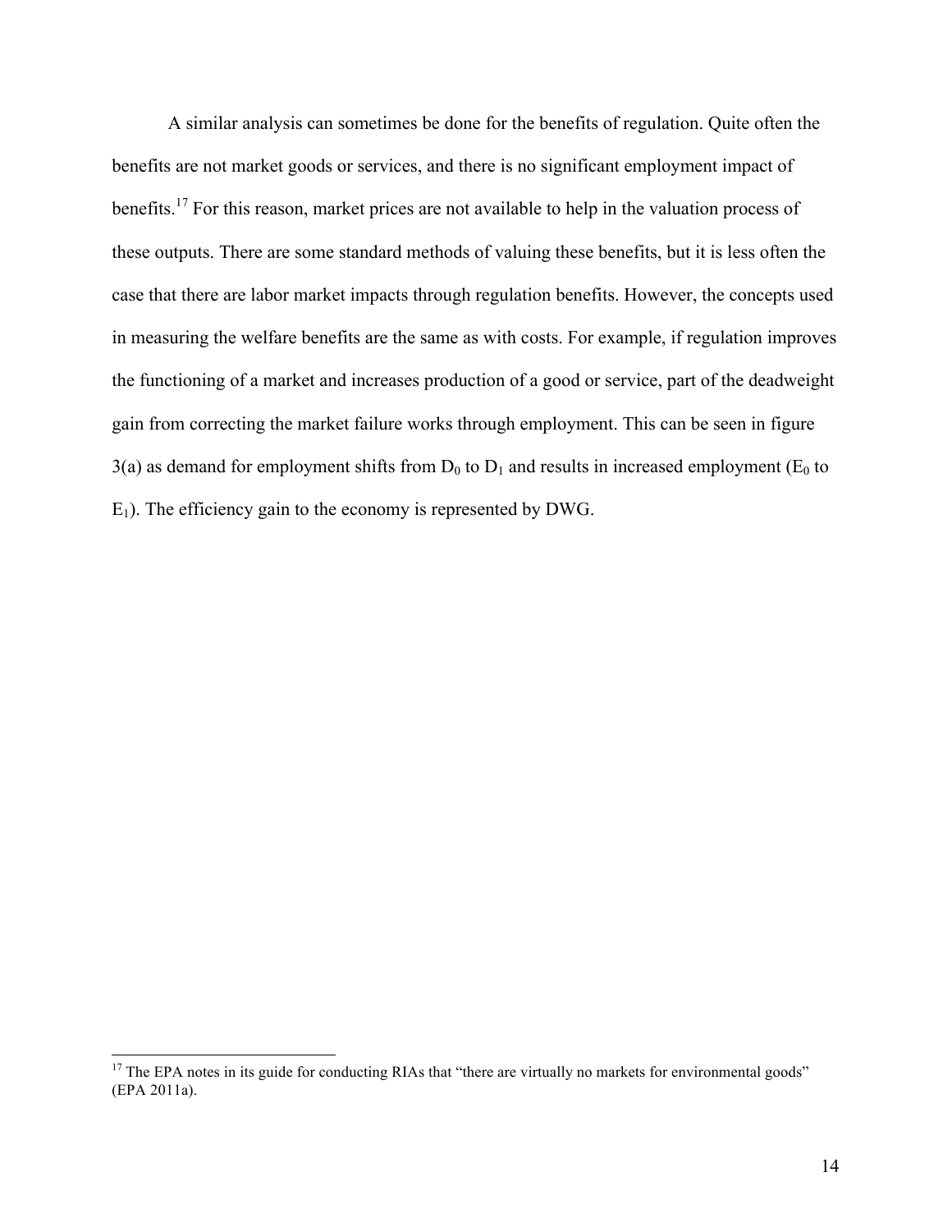A similar analysis can sometimes be done for the benefits of regulation. Quite often the benefits are not market goods or services, and there is no significant employment impact of benefits.[17] For this reason, market prices are not available to help in the valuation process of these outputs. There are some standard methods of valuing these benefits, but it is less often the case that there are labor market impacts through regulation benefits. However, the concepts used in measuring the welfare benefits are the same as with costs. For example, if regulation improves the functioning of a market and increases production of a good or service, part of the deadweight gain from correcting the market failure works through employment. This can be seen in figure 3(a) as demand for employment shifts from $D_0$ to $D_1$ and results in increased employment ($E_0$ to $E_1$). The efficiency gain to the economy is represented by DWG.

---

[17] The EPA notes in its guide for conducting RIAs that "there are virtually no markets for environmental goods" (EPA 2011a).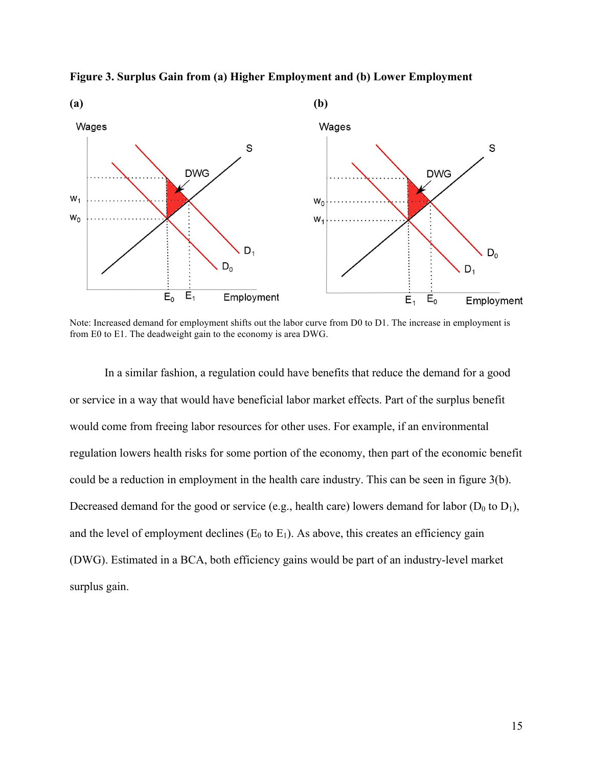**Figure 3. Surplus Gain from (a) Higher Employment and (b) Lower Employment**

Note: Increased demand for employment shifts out the labor curve from D0 to D1. The increase in employment is from E0 to E1. The deadweight gain to the economy is area DWG.

In a similar fashion, a regulation could have benefits that reduce the demand for a good or service in a way that would have beneficial labor market effects. Part of the surplus benefit would come from freeing labor resources for other uses. For example, if an environmental regulation lowers health risks for some portion of the economy, then part of the economic benefit could be a reduction in employment in the health care industry. This can be seen in figure 3(b). Decreased demand for the good or service (e.g., health care) lowers demand for labor ($D_0$ to $D_1$), and the level of employment declines ($E_0$ to $E_1$). As above, this creates an efficiency gain (DWG). Estimated in a BCA, both efficiency gains would be part of an industry-level market surplus gain.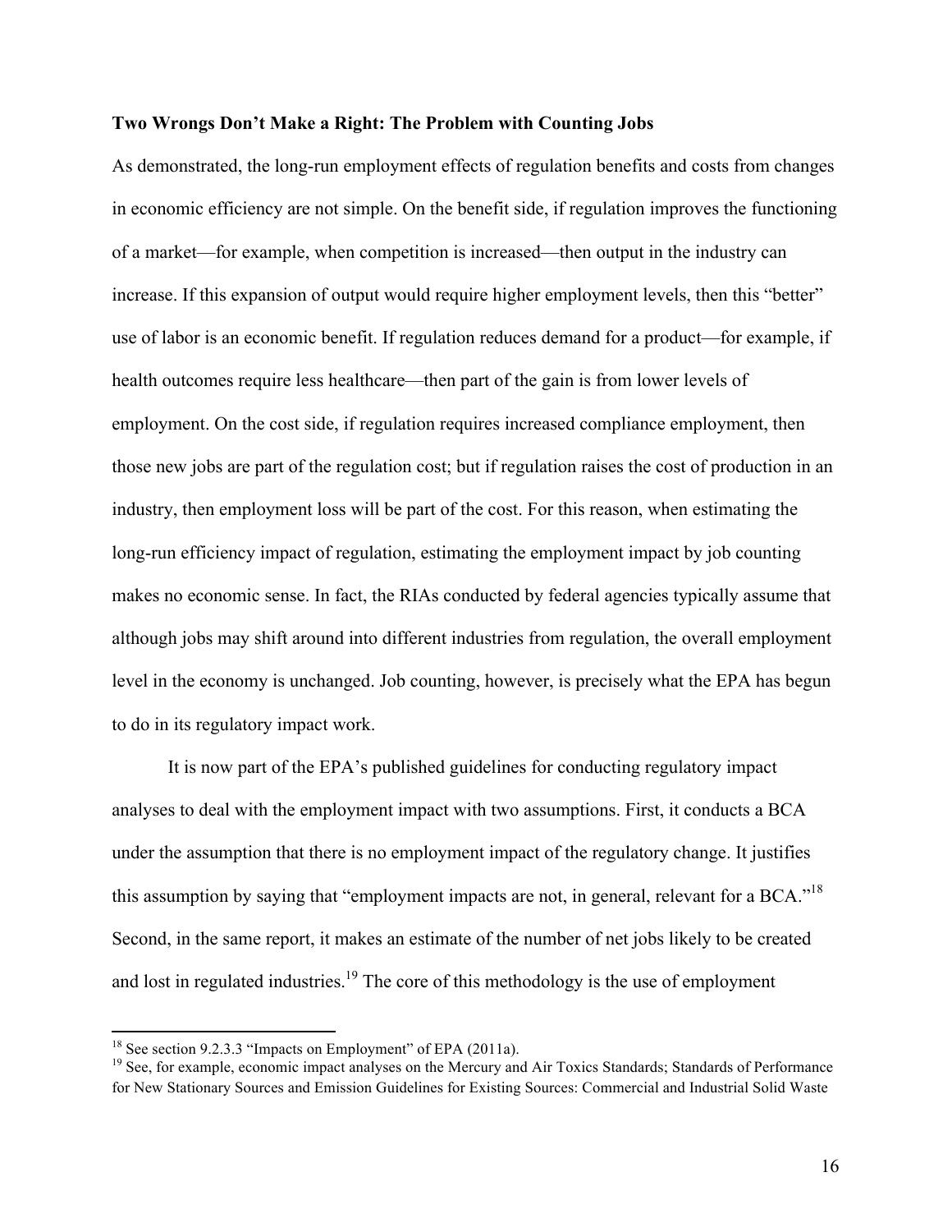**Two Wrongs Don't Make a Right: The Problem with Counting Jobs**

As demonstrated, the long-run employment effects of regulation benefits and costs from changes in economic efficiency are not simple. On the benefit side, if regulation improves the functioning of a market—for example, when competition is increased—then output in the industry can increase. If this expansion of output would require higher employment levels, then this "better" use of labor is an economic benefit. If regulation reduces demand for a product—for example, if health outcomes require less healthcare—then part of the gain is from lower levels of employment. On the cost side, if regulation requires increased compliance employment, then those new jobs are part of the regulation cost; but if regulation raises the cost of production in an industry, then employment loss will be part of the cost. For this reason, when estimating the long-run efficiency impact of regulation, estimating the employment impact by job counting makes no economic sense. In fact, the RIAs conducted by federal agencies typically assume that although jobs may shift around into different industries from regulation, the overall employment level in the economy is unchanged. Job counting, however, is precisely what the EPA has begun to do in its regulatory impact work.

It is now part of the EPA's published guidelines for conducting regulatory impact analyses to deal with the employment impact with two assumptions. First, it conducts a BCA under the assumption that there is no employment impact of the regulatory change. It justifies this assumption by saying that "employment impacts are not, in general, relevant for a BCA."[18] Second, in the same report, it makes an estimate of the number of net jobs likely to be created and lost in regulated industries.[19] The core of this methodology is the use of employment

---

[18] See section 9.2.3.3 "Impacts on Employment" of EPA (2011a).

[19] See, for example, economic impact analyses on the Mercury and Air Toxics Standards; Standards of Performance for New Stationary Sources and Emission Guidelines for Existing Sources: Commercial and Industrial Solid Waste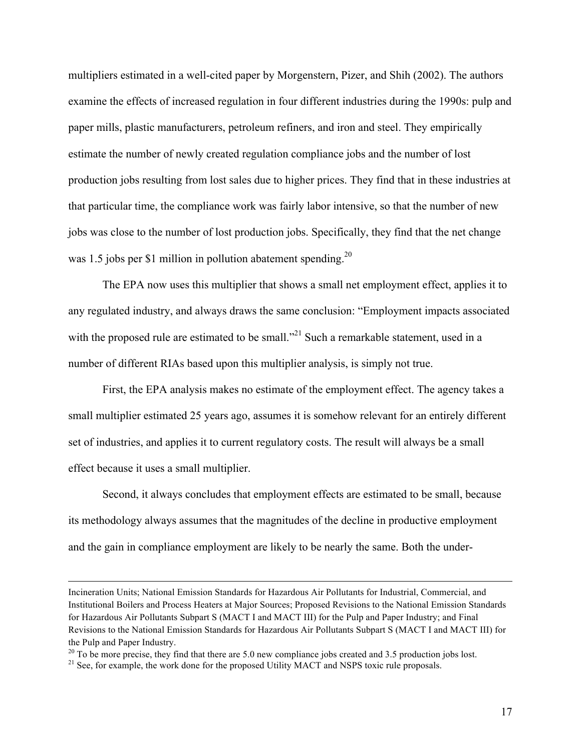multipliers estimated in a well-cited paper by Morgenstern, Pizer, and Shih (2002). The authors examine the effects of increased regulation in four different industries during the 1990s: pulp and paper mills, plastic manufacturers, petroleum refiners, and iron and steel. They empirically estimate the number of newly created regulation compliance jobs and the number of lost production jobs resulting from lost sales due to higher prices. They find that in these industries at that particular time, the compliance work was fairly labor intensive, so that the number of new jobs was close to the number of lost production jobs. Specifically, they find that the net change was 1.5 jobs per $1 million in pollution abatement spending.[20]

The EPA now uses this multiplier that shows a small net employment effect, applies it to any regulated industry, and always draws the same conclusion: "Employment impacts associated with the proposed rule are estimated to be small."[21] Such a remarkable statement, used in a number of different RIAs based upon this multiplier analysis, is simply not true.

First, the EPA analysis makes no estimate of the employment effect. The agency takes a small multiplier estimated 25 years ago, assumes it is somehow relevant for an entirely different set of industries, and applies it to current regulatory costs. The result will always be a small effect because it uses a small multiplier.

Second, it always concludes that employment effects are estimated to be small, because its methodology always assumes that the magnitudes of the decline in productive employment and the gain in compliance employment are likely to be nearly the same. Both the under-

---

Incineration Units; National Emission Standards for Hazardous Air Pollutants for Industrial, Commercial, and Institutional Boilers and Process Heaters at Major Sources; Proposed Revisions to the National Emission Standards for Hazardous Air Pollutants Subpart S (MACT I and MACT III) for the Pulp and Paper Industry; and Final Revisions to the National Emission Standards for Hazardous Air Pollutants Subpart S (MACT I and MACT III) for the Pulp and Paper Industry.

[20] To be more precise, they find that there are 5.0 new compliance jobs created and 3.5 production jobs lost.

[21] See, for example, the work done for the proposed Utility MACT and NSPS toxic rule proposals.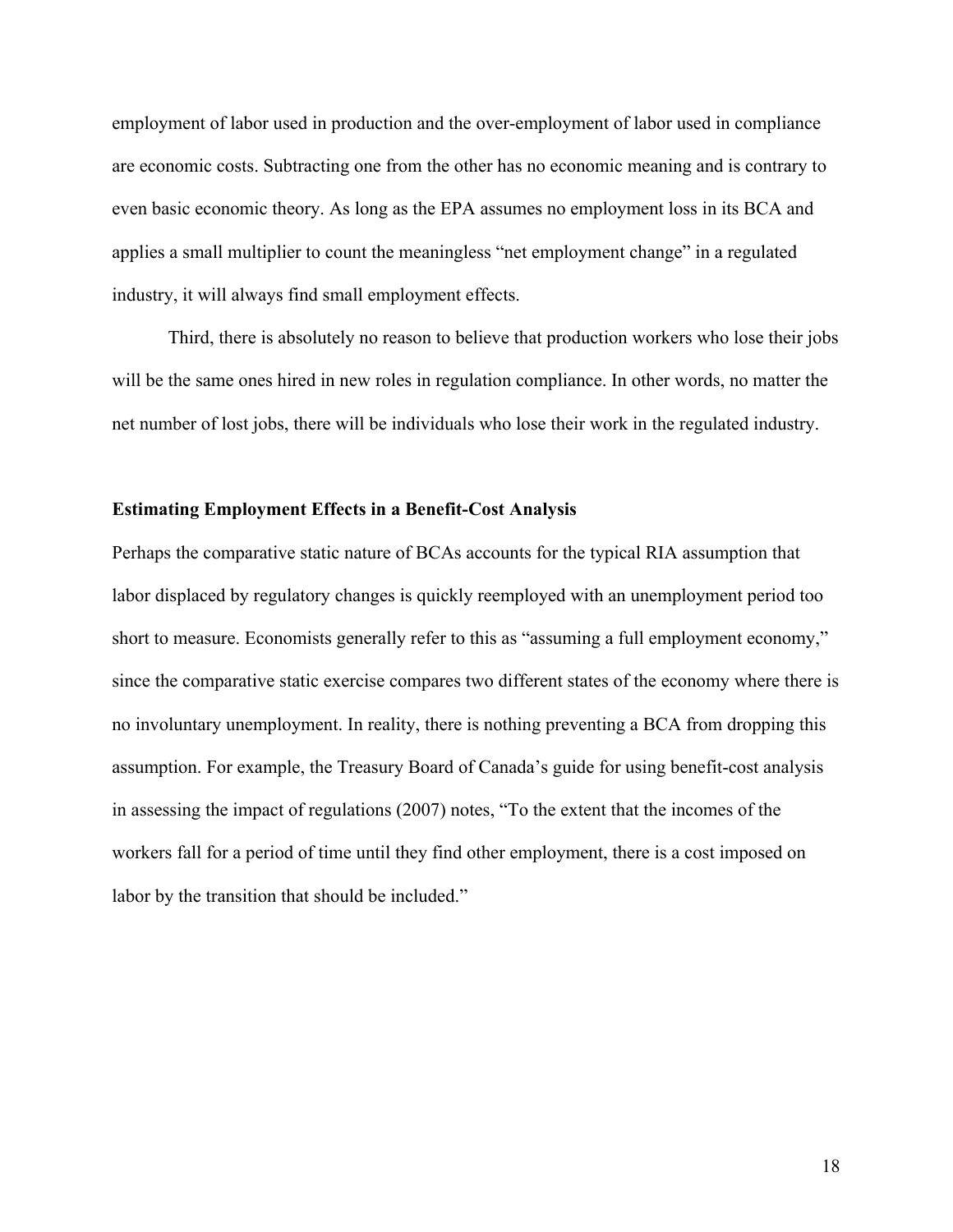employment of labor used in production and the over-employment of labor used in compliance are economic costs. Subtracting one from the other has no economic meaning and is contrary to even basic economic theory. As long as the EPA assumes no employment loss in its BCA and applies a small multiplier to count the meaningless "net employment change" in a regulated industry, it will always find small employment effects.

Third, there is absolutely no reason to believe that production workers who lose their jobs will be the same ones hired in new roles in regulation compliance. In other words, no matter the net number of lost jobs, there will be individuals who lose their work in the regulated industry.

### Estimating Employment Effects in a Benefit-Cost Analysis

Perhaps the comparative static nature of BCAs accounts for the typical RIA assumption that labor displaced by regulatory changes is quickly reemployed with an unemployment period too short to measure. Economists generally refer to this as "assuming a full employment economy," since the comparative static exercise compares two different states of the economy where there is no involuntary unemployment. In reality, there is nothing preventing a BCA from dropping this assumption. For example, the Treasury Board of Canada's guide for using benefit-cost analysis in assessing the impact of regulations (2007) notes, "To the extent that the incomes of the workers fall for a period of time until they find other employment, there is a cost imposed on labor by the transition that should be included."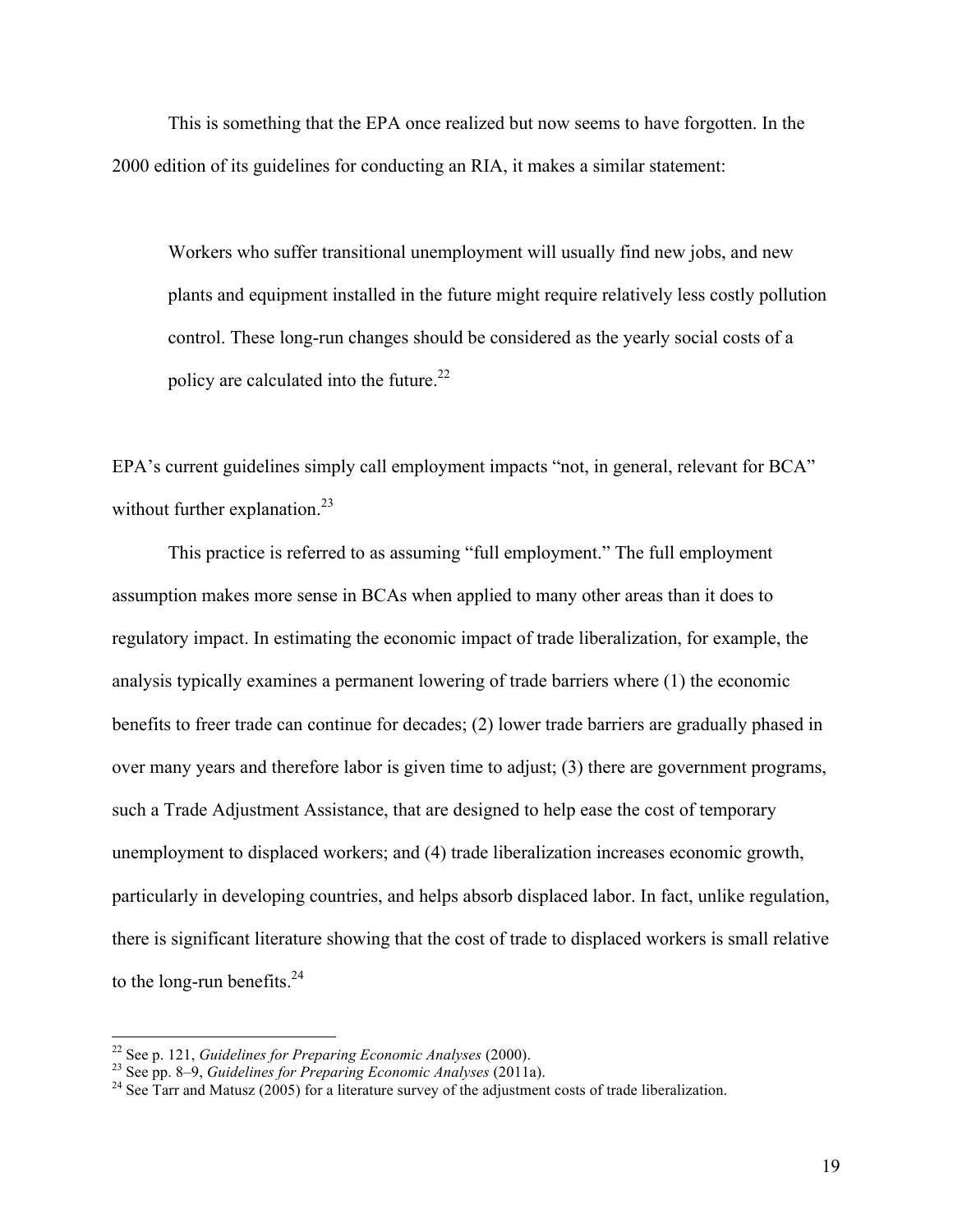This is something that the EPA once realized but now seems to have forgotten. In the 2000 edition of its guidelines for conducting an RIA, it makes a similar statement:

> Workers who suffer transitional unemployment will usually find new jobs, and new plants and equipment installed in the future might require relatively less costly pollution control. These long-run changes should be considered as the yearly social costs of a policy are calculated into the future.[22]

EPA's current guidelines simply call employment impacts "not, in general, relevant for BCA" without further explanation.[23]

This practice is referred to as assuming "full employment." The full employment assumption makes more sense in BCAs when applied to many other areas than it does to regulatory impact. In estimating the economic impact of trade liberalization, for example, the analysis typically examines a permanent lowering of trade barriers where (1) the economic benefits to freer trade can continue for decades; (2) lower trade barriers are gradually phased in over many years and therefore labor is given time to adjust; (3) there are government programs, such a Trade Adjustment Assistance, that are designed to help ease the cost of temporary unemployment to displaced workers; and (4) trade liberalization increases economic growth, particularly in developing countries, and helps absorb displaced labor. In fact, unlike regulation, there is significant literature showing that the cost of trade to displaced workers is small relative to the long-run benefits.[24]

---

[22] See p. 121, *Guidelines for Preparing Economic Analyses* (2000).

[23] See pp. 8–9, *Guidelines for Preparing Economic Analyses* (2011a).

[24] See Tarr and Matusz (2005) for a literature survey of the adjustment costs of trade liberalization.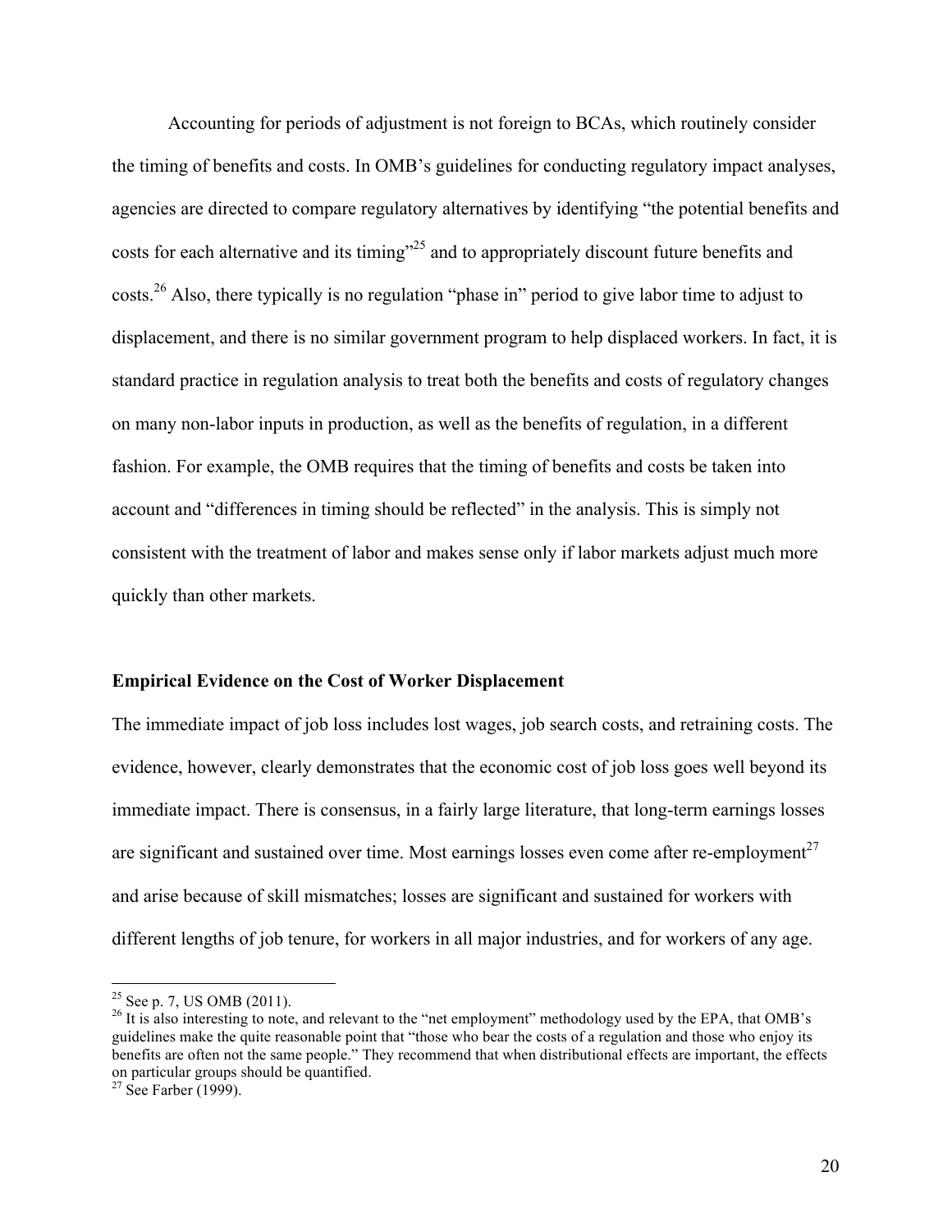Accounting for periods of adjustment is not foreign to BCAs, which routinely consider the timing of benefits and costs. In OMB's guidelines for conducting regulatory impact analyses, agencies are directed to compare regulatory alternatives by identifying "the potential benefits and costs for each alternative and its timing"[25] and to appropriately discount future benefits and costs.[26] Also, there typically is no regulation "phase in" period to give labor time to adjust to displacement, and there is no similar government program to help displaced workers. In fact, it is standard practice in regulation analysis to treat both the benefits and costs of regulatory changes on many non-labor inputs in production, as well as the benefits of regulation, in a different fashion. For example, the OMB requires that the timing of benefits and costs be taken into account and "differences in timing should be reflected" in the analysis. This is simply not consistent with the treatment of labor and makes sense only if labor markets adjust much more quickly than other markets.

### Empirical Evidence on the Cost of Worker Displacement

The immediate impact of job loss includes lost wages, job search costs, and retraining costs. The evidence, however, clearly demonstrates that the economic cost of job loss goes well beyond its immediate impact. There is consensus, in a fairly large literature, that long-term earnings losses are significant and sustained over time. Most earnings losses even come after re-employment[27] and arise because of skill mismatches; losses are significant and sustained for workers with different lengths of job tenure, for workers in all major industries, and for workers of any age.

---

[25] See p. 7, US OMB (2011).

[26] It is also interesting to note, and relevant to the "net employment" methodology used by the EPA, that OMB's guidelines make the quite reasonable point that "those who bear the costs of a regulation and those who enjoy its benefits are often not the same people." They recommend that when distributional effects are important, the effects on particular groups should be quantified.

[27] See Farber (1999).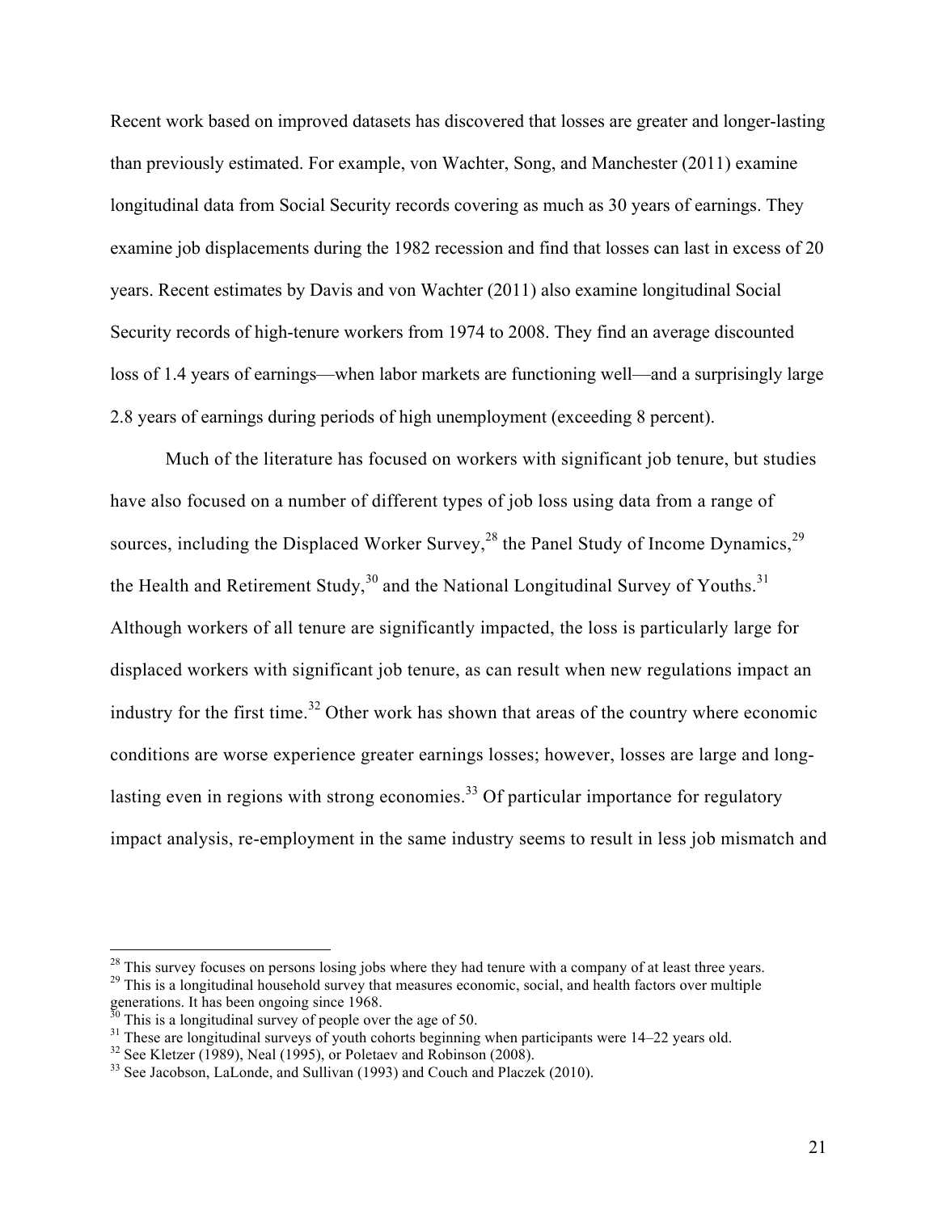Recent work based on improved datasets has discovered that losses are greater and longer-lasting than previously estimated. For example, von Wachter, Song, and Manchester (2011) examine longitudinal data from Social Security records covering as much as 30 years of earnings. They examine job displacements during the 1982 recession and find that losses can last in excess of 20 years. Recent estimates by Davis and von Wachter (2011) also examine longitudinal Social Security records of high-tenure workers from 1974 to 2008. They find an average discounted loss of 1.4 years of earnings—when labor markets are functioning well—and a surprisingly large 2.8 years of earnings during periods of high unemployment (exceeding 8 percent).

Much of the literature has focused on workers with significant job tenure, but studies have also focused on a number of different types of job loss using data from a range of sources, including the Displaced Worker Survey,[28] the Panel Study of Income Dynamics,[29] the Health and Retirement Study,[30] and the National Longitudinal Survey of Youths.[31] Although workers of all tenure are significantly impacted, the loss is particularly large for displaced workers with significant job tenure, as can result when new regulations impact an industry for the first time.[32] Other work has shown that areas of the country where economic conditions are worse experience greater earnings losses; however, losses are large and long-lasting even in regions with strong economies.[33] Of particular importance for regulatory impact analysis, re-employment in the same industry seems to result in less job mismatch and

---

[28] This survey focuses on persons losing jobs where they had tenure with a company of at least three years.

[29] This is a longitudinal household survey that measures economic, social, and health factors over multiple generations. It has been ongoing since 1968.

[30] This is a longitudinal survey of people over the age of 50.

[31] These are longitudinal surveys of youth cohorts beginning when participants were 14–22 years old.

[32] See Kletzer (1989), Neal (1995), or Poletaev and Robinson (2008).

[33] See Jacobson, LaLonde, and Sullivan (1993) and Couch and Placzek (2010).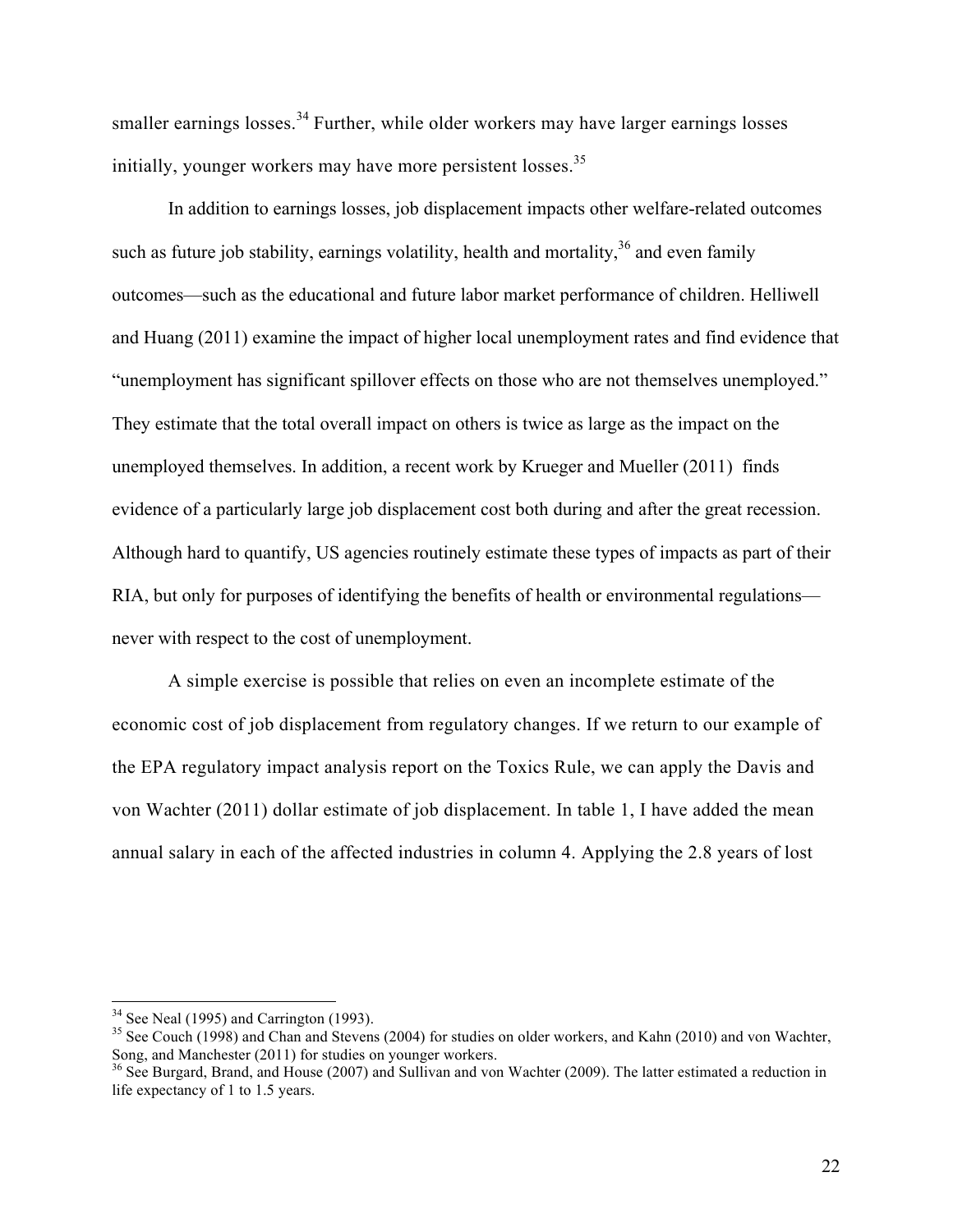smaller earnings losses.[34] Further, while older workers may have larger earnings losses initially, younger workers may have more persistent losses.[35]

In addition to earnings losses, job displacement impacts other welfare-related outcomes such as future job stability, earnings volatility, health and mortality,[36] and even family outcomes—such as the educational and future labor market performance of children. Helliwell and Huang (2011) examine the impact of higher local unemployment rates and find evidence that "unemployment has significant spillover effects on those who are not themselves unemployed." They estimate that the total overall impact on others is twice as large as the impact on the unemployed themselves. In addition, a recent work by Krueger and Mueller (2011) finds evidence of a particularly large job displacement cost both during and after the great recession. Although hard to quantify, US agencies routinely estimate these types of impacts as part of their RIA, but only for purposes of identifying the benefits of health or environmental regulations—never with respect to the cost of unemployment.

A simple exercise is possible that relies on even an incomplete estimate of the economic cost of job displacement from regulatory changes. If we return to our example of the EPA regulatory impact analysis report on the Toxics Rule, we can apply the Davis and von Wachter (2011) dollar estimate of job displacement. In table 1, I have added the mean annual salary in each of the affected industries in column 4. Applying the 2.8 years of lost

---

[34] See Neal (1995) and Carrington (1993).

[35] See Couch (1998) and Chan and Stevens (2004) for studies on older workers, and Kahn (2010) and von Wachter, Song, and Manchester (2011) for studies on younger workers.

[36] See Burgard, Brand, and House (2007) and Sullivan and von Wachter (2009). The latter estimated a reduction in life expectancy of 1 to 1.5 years.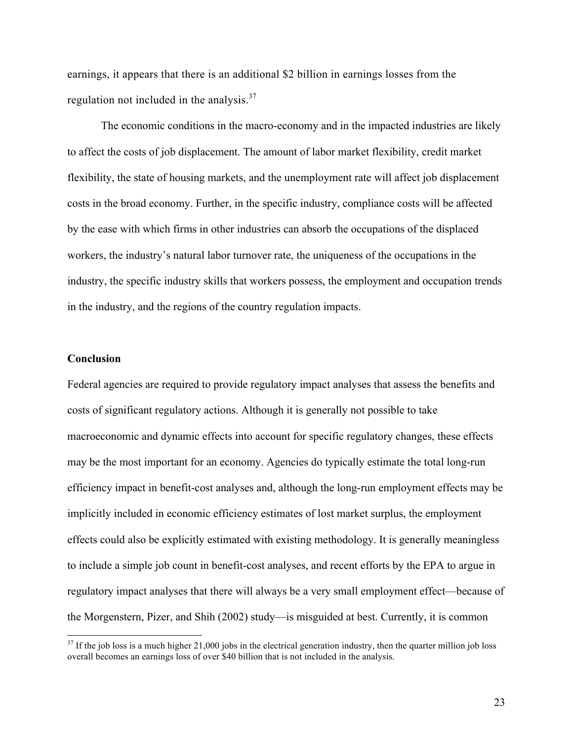earnings, it appears that there is an additional $2 billion in earnings losses from the regulation not included in the analysis.[37]

The economic conditions in the macro-economy and in the impacted industries are likely to affect the costs of job displacement. The amount of labor market flexibility, credit market flexibility, the state of housing markets, and the unemployment rate will affect job displacement costs in the broad economy. Further, in the specific industry, compliance costs will be affected by the ease with which firms in other industries can absorb the occupations of the displaced workers, the industry's natural labor turnover rate, the uniqueness of the occupations in the industry, the specific industry skills that workers possess, the employment and occupation trends in the industry, and the regions of the country regulation impacts.

## Conclusion

Federal agencies are required to provide regulatory impact analyses that assess the benefits and costs of significant regulatory actions. Although it is generally not possible to take macroeconomic and dynamic effects into account for specific regulatory changes, these effects may be the most important for an economy. Agencies do typically estimate the total long-run efficiency impact in benefit-cost analyses and, although the long-run employment effects may be implicitly included in economic efficiency estimates of lost market surplus, the employment effects could also be explicitly estimated with existing methodology. It is generally meaningless to include a simple job count in benefit-cost analyses, and recent efforts by the EPA to argue in regulatory impact analyses that there will always be a very small employment effect—because of the Morgenstern, Pizer, and Shih (2002) study—is misguided at best. Currently, it is common

[37] If the job loss is a much higher 21,000 jobs in the electrical generation industry, then the quarter million job loss overall becomes an earnings loss of over $40 billion that is not included in the analysis.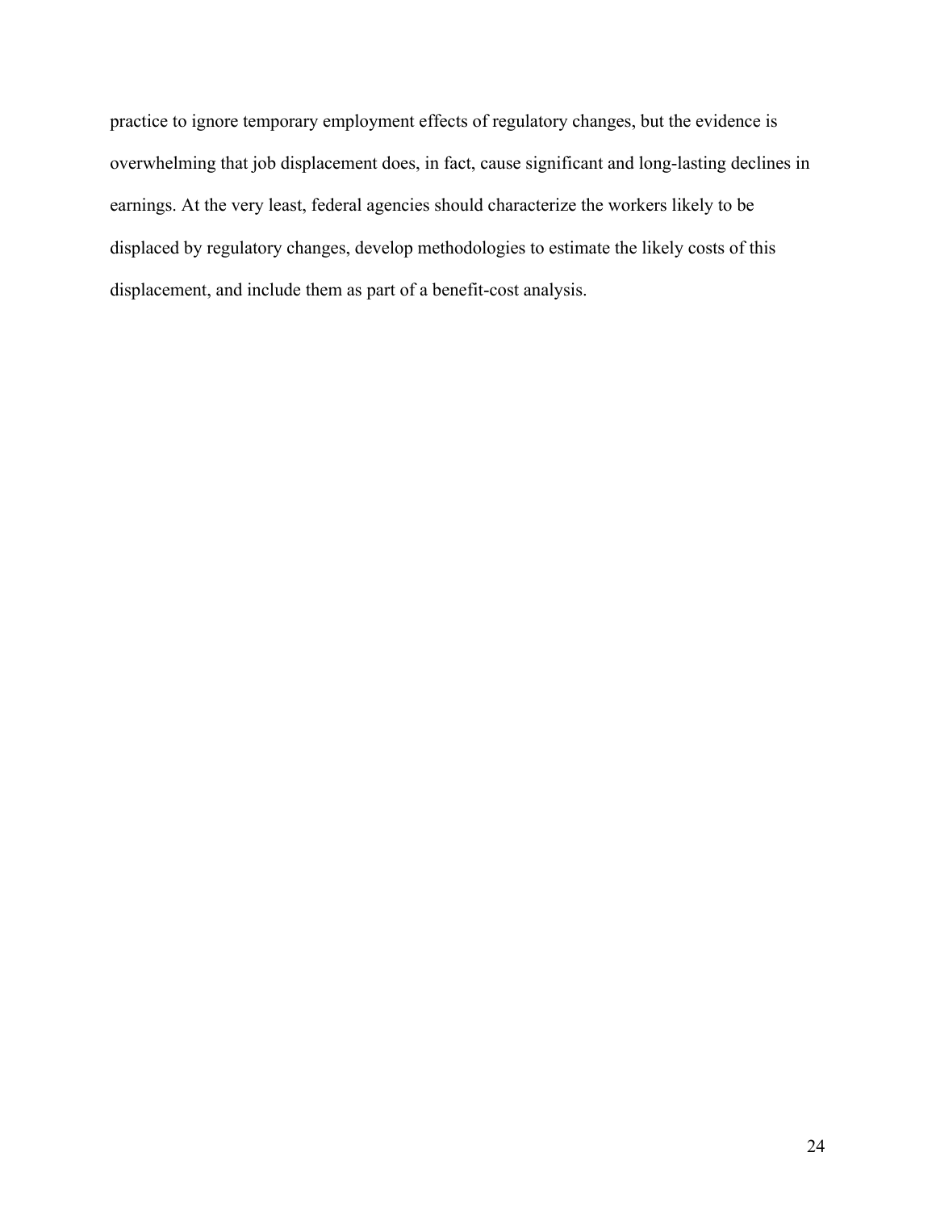practice to ignore temporary employment effects of regulatory changes, but the evidence is overwhelming that job displacement does, in fact, cause significant and long-lasting declines in earnings. At the very least, federal agencies should characterize the workers likely to be displaced by regulatory changes, develop methodologies to estimate the likely costs of this displacement, and include them as part of a benefit-cost analysis.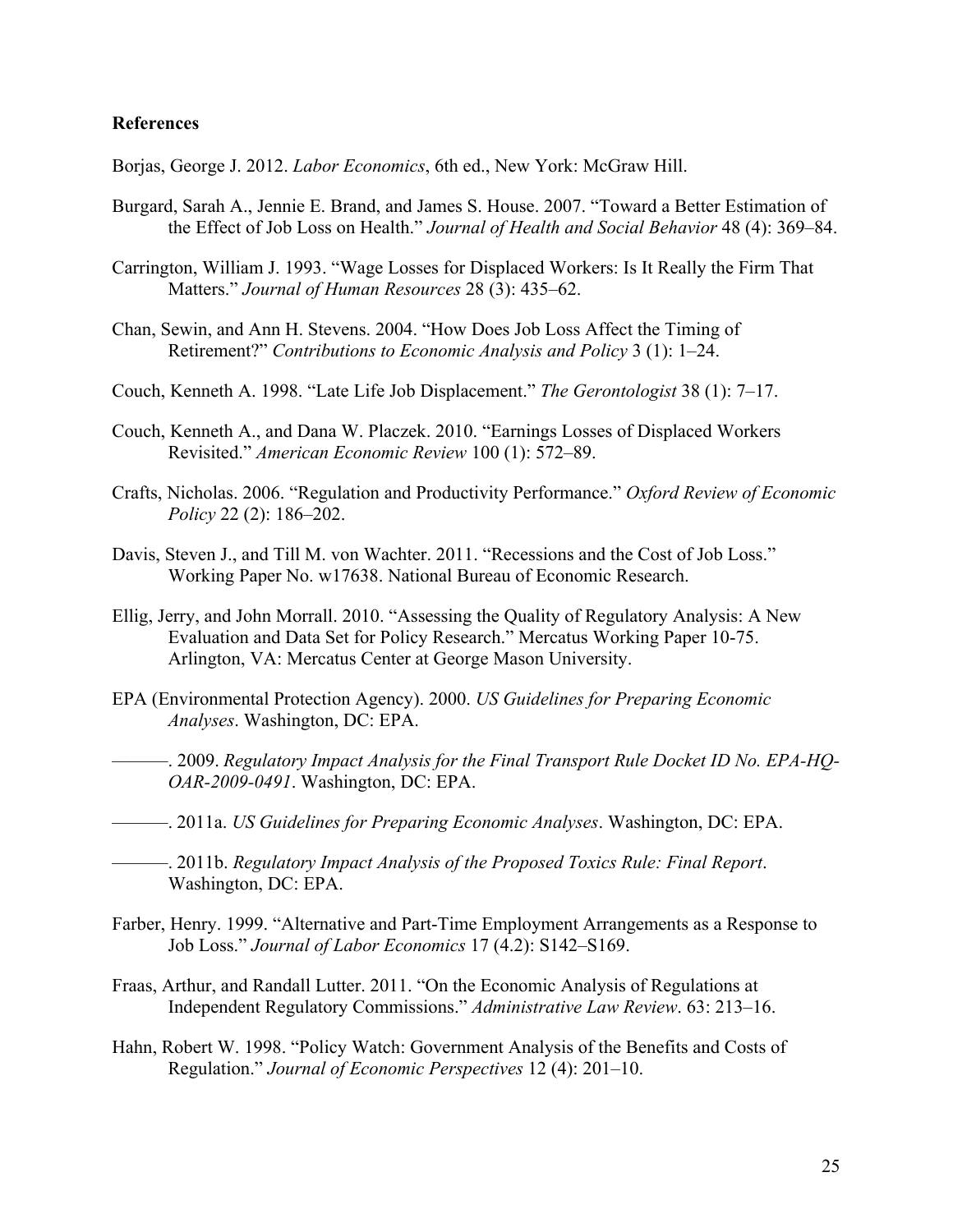## References

Borjas, George J. 2012. *Labor Economics*, 6th ed., New York: McGraw Hill.

Burgard, Sarah A., Jennie E. Brand, and James S. House. 2007. "Toward a Better Estimation of the Effect of Job Loss on Health." *Journal of Health and Social Behavior* 48 (4): 369–84.

Carrington, William J. 1993. "Wage Losses for Displaced Workers: Is It Really the Firm That Matters." *Journal of Human Resources* 28 (3): 435–62.

Chan, Sewin, and Ann H. Stevens. 2004. "How Does Job Loss Affect the Timing of Retirement?" *Contributions to Economic Analysis and Policy* 3 (1): 1–24.

Couch, Kenneth A. 1998. "Late Life Job Displacement." *The Gerontologist* 38 (1): 7–17.

Couch, Kenneth A., and Dana W. Placzek. 2010. "Earnings Losses of Displaced Workers Revisited." *American Economic Review* 100 (1): 572–89.

Crafts, Nicholas. 2006. "Regulation and Productivity Performance." *Oxford Review of Economic Policy* 22 (2): 186–202.

Davis, Steven J., and Till M. von Wachter. 2011. "Recessions and the Cost of Job Loss." Working Paper No. w17638. National Bureau of Economic Research.

Ellig, Jerry, and John Morrall. 2010. "Assessing the Quality of Regulatory Analysis: A New Evaluation and Data Set for Policy Research." Mercatus Working Paper 10-75. Arlington, VA: Mercatus Center at George Mason University.

EPA (Environmental Protection Agency). 2000. *US Guidelines for Preparing Economic Analyses*. Washington, DC: EPA.

———. 2009. *Regulatory Impact Analysis for the Final Transport Rule Docket ID No. EPA-HQ-OAR-2009-0491*. Washington, DC: EPA.

———. 2011a. *US Guidelines for Preparing Economic Analyses*. Washington, DC: EPA.

———. 2011b. *Regulatory Impact Analysis of the Proposed Toxics Rule: Final Report*. Washington, DC: EPA.

Farber, Henry. 1999. "Alternative and Part-Time Employment Arrangements as a Response to Job Loss." *Journal of Labor Economics* 17 (4.2): S142–S169.

Fraas, Arthur, and Randall Lutter. 2011. "On the Economic Analysis of Regulations at Independent Regulatory Commissions." *Administrative Law Review*. 63: 213–16.

Hahn, Robert W. 1998. "Policy Watch: Government Analysis of the Benefits and Costs of Regulation." *Journal of Economic Perspectives* 12 (4): 201–10.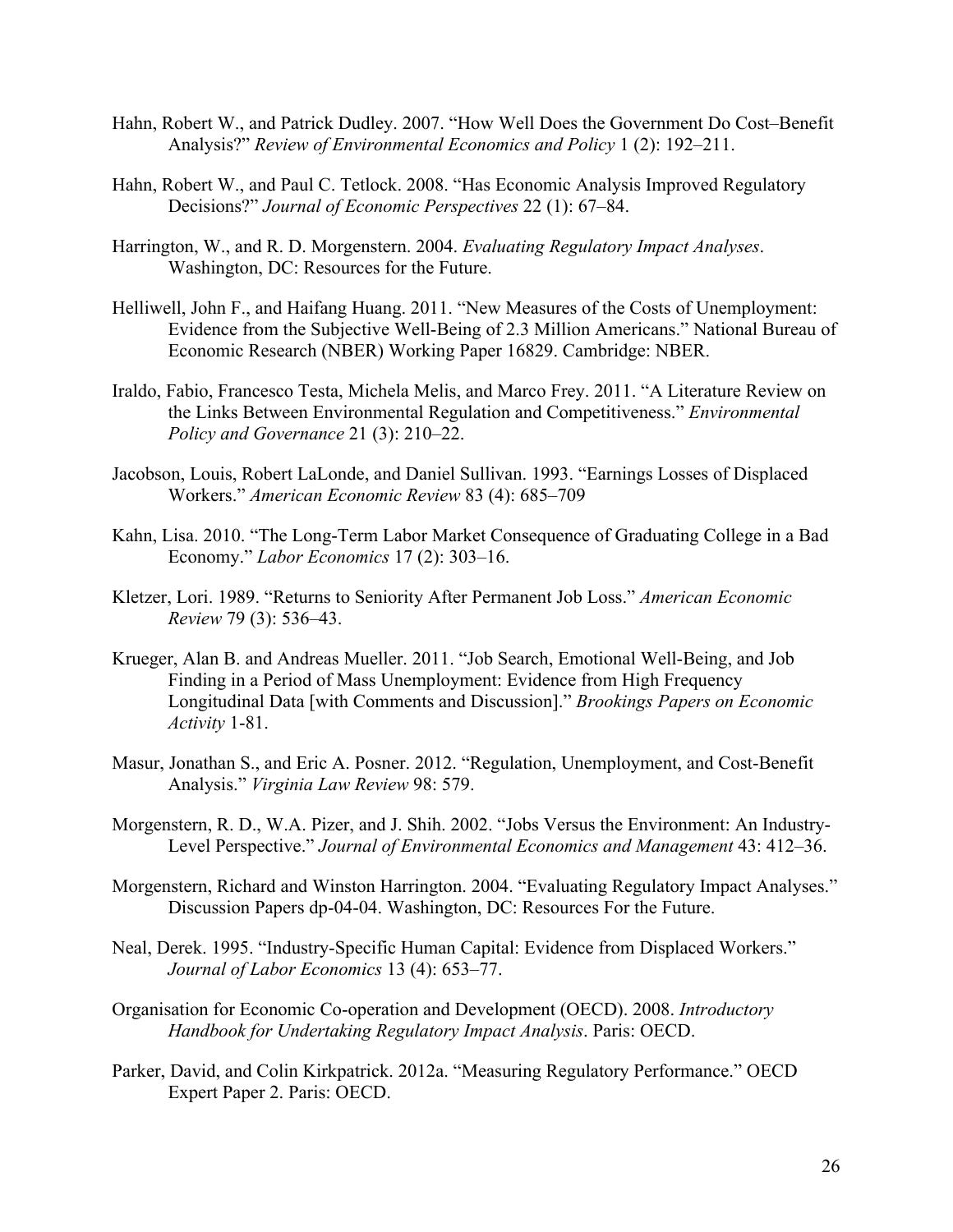Hahn, Robert W., and Patrick Dudley. 2007. "How Well Does the Government Do Cost–Benefit Analysis?" *Review of Environmental Economics and Policy* 1 (2): 192–211.

Hahn, Robert W., and Paul C. Tetlock. 2008. "Has Economic Analysis Improved Regulatory Decisions?" *Journal of Economic Perspectives* 22 (1): 67–84.

Harrington, W., and R. D. Morgenstern. 2004. *Evaluating Regulatory Impact Analyses*. Washington, DC: Resources for the Future.

Helliwell, John F., and Haifang Huang. 2011. "New Measures of the Costs of Unemployment: Evidence from the Subjective Well-Being of 2.3 Million Americans." National Bureau of Economic Research (NBER) Working Paper 16829. Cambridge: NBER.

Iraldo, Fabio, Francesco Testa, Michela Melis, and Marco Frey. 2011. "A Literature Review on the Links Between Environmental Regulation and Competitiveness." *Environmental Policy and Governance* 21 (3): 210–22.

Jacobson, Louis, Robert LaLonde, and Daniel Sullivan. 1993. "Earnings Losses of Displaced Workers." *American Economic Review* 83 (4): 685–709

Kahn, Lisa. 2010. "The Long-Term Labor Market Consequence of Graduating College in a Bad Economy." *Labor Economics* 17 (2): 303–16.

Kletzer, Lori. 1989. "Returns to Seniority After Permanent Job Loss." *American Economic Review* 79 (3): 536–43.

Krueger, Alan B. and Andreas Mueller. 2011. "Job Search, Emotional Well-Being, and Job Finding in a Period of Mass Unemployment: Evidence from High Frequency Longitudinal Data [with Comments and Discussion]." *Brookings Papers on Economic Activity* 1-81.

Masur, Jonathan S., and Eric A. Posner. 2012. "Regulation, Unemployment, and Cost-Benefit Analysis." *Virginia Law Review* 98: 579.

Morgenstern, R. D., W.A. Pizer, and J. Shih. 2002. "Jobs Versus the Environment: An Industry-Level Perspective." *Journal of Environmental Economics and Management* 43: 412–36.

Morgenstern, Richard and Winston Harrington. 2004. "Evaluating Regulatory Impact Analyses." Discussion Papers dp-04-04. Washington, DC: Resources For the Future.

Neal, Derek. 1995. "Industry-Specific Human Capital: Evidence from Displaced Workers." *Journal of Labor Economics* 13 (4): 653–77.

Organisation for Economic Co-operation and Development (OECD). 2008. *Introductory Handbook for Undertaking Regulatory Impact Analysis*. Paris: OECD.

Parker, David, and Colin Kirkpatrick. 2012a. "Measuring Regulatory Performance." OECD Expert Paper 2. Paris: OECD.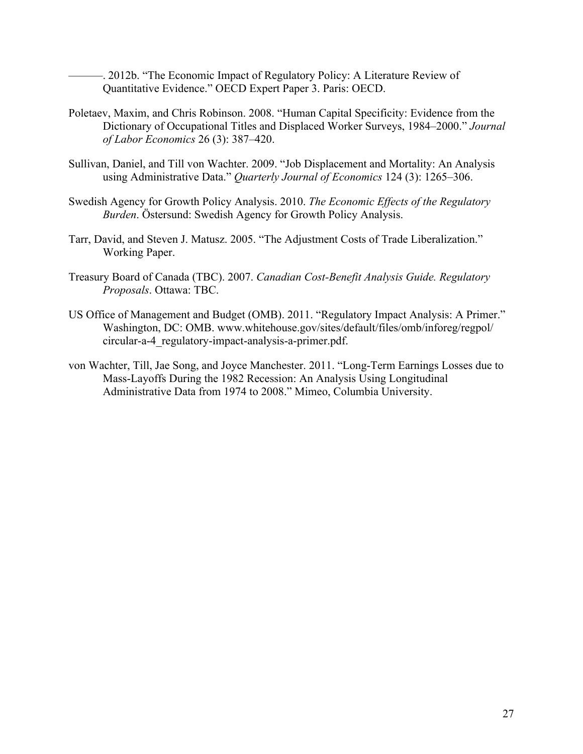———. 2012b. "The Economic Impact of Regulatory Policy: A Literature Review of Quantitative Evidence." OECD Expert Paper 3. Paris: OECD.

Poletaev, Maxim, and Chris Robinson. 2008. "Human Capital Specificity: Evidence from the Dictionary of Occupational Titles and Displaced Worker Surveys, 1984–2000." *Journal of Labor Economics* 26 (3): 387–420.

Sullivan, Daniel, and Till von Wachter. 2009. "Job Displacement and Mortality: An Analysis using Administrative Data." *Quarterly Journal of Economics* 124 (3): 1265–306.

Swedish Agency for Growth Policy Analysis. 2010. *The Economic Effects of the Regulatory Burden*. Östersund: Swedish Agency for Growth Policy Analysis.

Tarr, David, and Steven J. Matusz. 2005. "The Adjustment Costs of Trade Liberalization." Working Paper.

Treasury Board of Canada (TBC). 2007. *Canadian Cost-Benefit Analysis Guide. Regulatory Proposals*. Ottawa: TBC.

US Office of Management and Budget (OMB). 2011. "Regulatory Impact Analysis: A Primer." Washington, DC: OMB. www.whitehouse.gov/sites/default/files/omb/inforeg/regpol/circular-a-4_regulatory-impact-analysis-a-primer.pdf.

von Wachter, Till, Jae Song, and Joyce Manchester. 2011. "Long-Term Earnings Losses due to Mass-Layoffs During the 1982 Recession: An Analysis Using Longitudinal Administrative Data from 1974 to 2008." Mimeo, Columbia University.